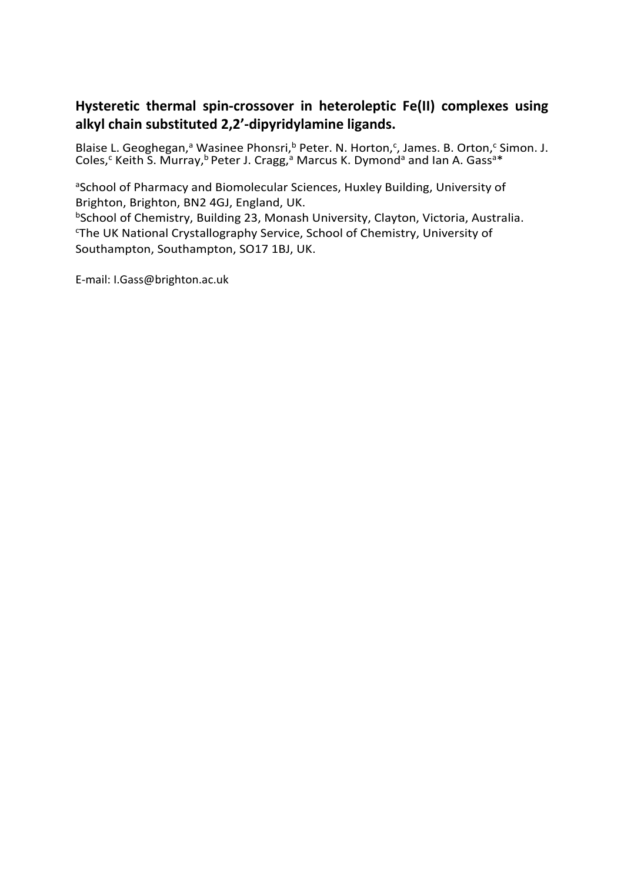# Hysteretic thermal spin-crossover in heteroleptic Fe(II) complexes using alkyl chain substituted 2,2'-dipyridylamine ligands.

Blaise L. Geoghegan,[a] Wasinee Phonsri,[b] Peter. N. Horton,[c], James. B. Orton,[c] Simon. J. Coles,[c] Keith S. Murray,[b] Peter J. Cragg,[a] Marcus K. Dymond[a] and Ian A. Gass[a]*

[a]School of Pharmacy and Biomolecular Sciences, Huxley Building, University of Brighton, Brighton, BN2 4GJ, England, UK.
[b]School of Chemistry, Building 23, Monash University, Clayton, Victoria, Australia.
[c]The UK National Crystallography Service, School of Chemistry, University of Southampton, Southampton, SO17 1BJ, UK.

E-mail: I.Gass@brighton.ac.uk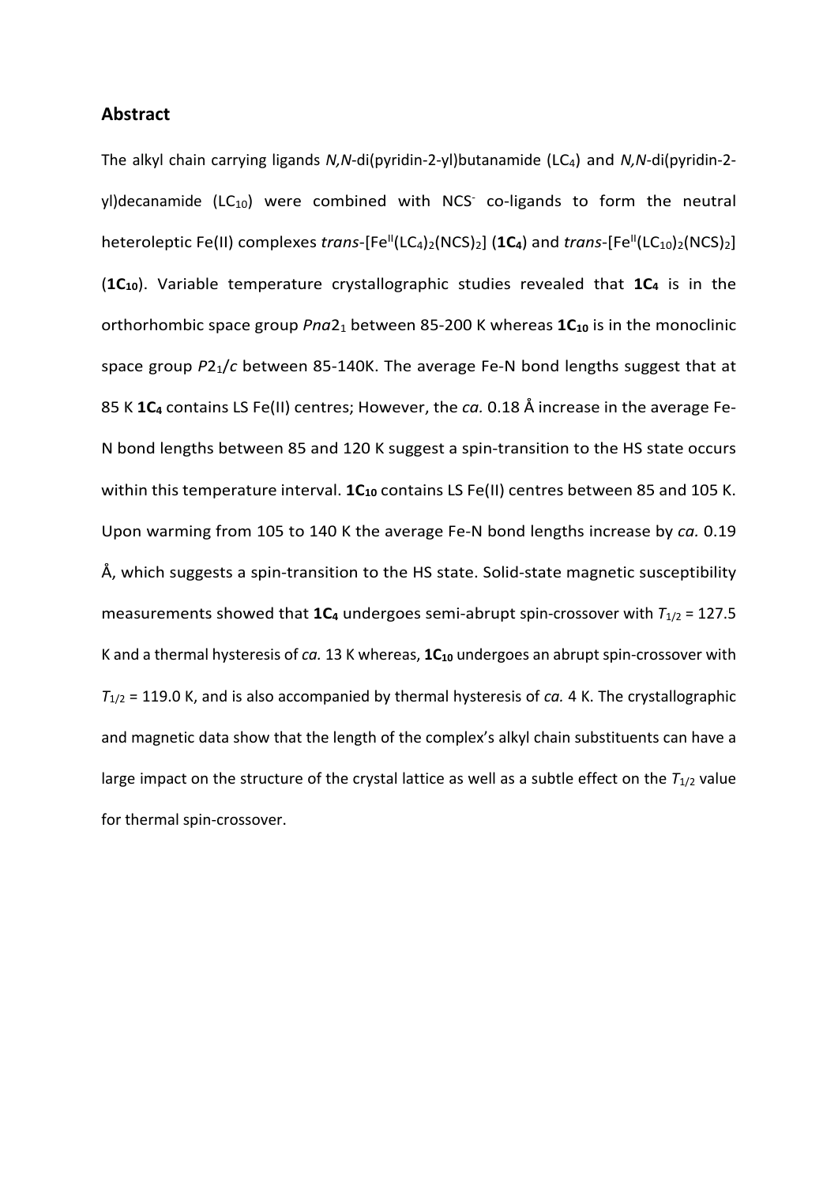## Abstract

The alkyl chain carrying ligands *N,N*-di(pyridin-2-yl)butanamide ($LC_4$) and *N,N*-di(pyridin-2-yl)decanamide ($LC_{10}$) were combined with $NCS^-$ co-ligands to form the neutral heteroleptic Fe(II) complexes *trans*-$[Fe^{II}(LC_4)_2(NCS)_2]$ (**$1C_4$**) and *trans*-$[Fe^{II}(LC_{10})_2(NCS)_2]$ (**$1C_{10}$**). Variable temperature crystallographic studies revealed that **$1C_4$** is in the orthorhombic space group $Pna2_1$ between 85-200 K whereas **$1C_{10}$** is in the monoclinic space group $P2_1/c$ between 85-140K. The average Fe-N bond lengths suggest that at 85 K **$1C_4$** contains LS Fe(II) centres; However, the *ca.* 0.18 Å increase in the average Fe-N bond lengths between 85 and 120 K suggest a spin-transition to the HS state occurs within this temperature interval. **$1C_{10}$** contains LS Fe(II) centres between 85 and 105 K. Upon warming from 105 to 140 K the average Fe-N bond lengths increase by *ca.* 0.19 Å, which suggests a spin-transition to the HS state. Solid-state magnetic susceptibility measurements showed that **$1C_4$** undergoes semi-abrupt spin-crossover with $T_{1/2}$ = 127.5 K and a thermal hysteresis of *ca.* 13 K whereas, **$1C_{10}$** undergoes an abrupt spin-crossover with $T_{1/2}$ = 119.0 K, and is also accompanied by thermal hysteresis of *ca.* 4 K. The crystallographic and magnetic data show that the length of the complex's alkyl chain substituents can have a large impact on the structure of the crystal lattice as well as a subtle effect on the $T_{1/2}$ value for thermal spin-crossover.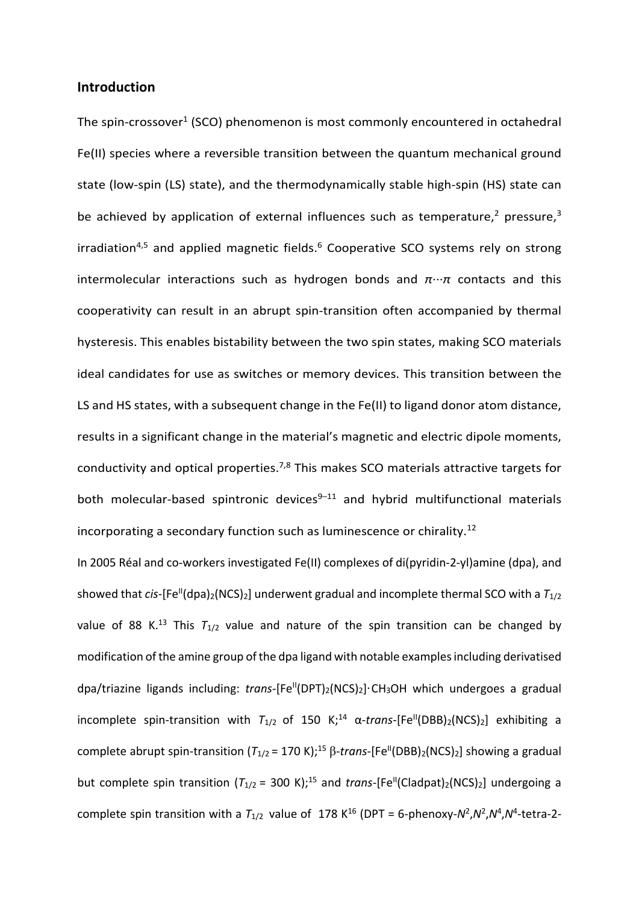## Introduction

The spin-crossover[1] (SCO) phenomenon is most commonly encountered in octahedral Fe(II) species where a reversible transition between the quantum mechanical ground state (low-spin (LS) state), and the thermodynamically stable high-spin (HS) state can be achieved by application of external influences such as temperature,[2] pressure,[3] irradiation[4,5] and applied magnetic fields.[6] Cooperative SCO systems rely on strong intermolecular interactions such as hydrogen bonds and $\pi\cdots\pi$ contacts and this cooperativity can result in an abrupt spin-transition often accompanied by thermal hysteresis. This enables bistability between the two spin states, making SCO materials ideal candidates for use as switches or memory devices. This transition between the LS and HS states, with a subsequent change in the Fe(II) to ligand donor atom distance, results in a significant change in the material's magnetic and electric dipole moments, conductivity and optical properties.[7,8] This makes SCO materials attractive targets for both molecular-based spintronic devices[9–11] and hybrid multifunctional materials incorporating a secondary function such as luminescence or chirality.[12]

In 2005 Réal and co-workers investigated Fe(II) complexes of di(pyridin-2-yl)amine (dpa), and showed that *cis*-[$Fe^{II}(dpa)_2(NCS)_2$] underwent gradual and incomplete thermal SCO with a $T_{1/2}$ value of 88 K.[13] This $T_{1/2}$ value and nature of the spin transition can be changed by modification of the amine group of the dpa ligand with notable examples including derivatised dpa/triazine ligands including: *trans*-[$Fe^{II}(DPT)_2(NCS)_2$]·$CH_3OH$ which undergoes a gradual incomplete spin-transition with $T_{1/2}$ of 150 K;[14] α-*trans*-[$Fe^{II}(DBB)_2(NCS)_2$] exhibiting a complete abrupt spin-transition ($T_{1/2}$ = 170 K);[15] β-*trans*-[$Fe^{II}(DBB)_2(NCS)_2$] showing a gradual but complete spin transition ($T_{1/2}$ = 300 K);[15] and *trans*-[$Fe^{II}(Cladpat)_2(NCS)_2$] undergoing a complete spin transition with a $T_{1/2}$ value of 178 K[16] (DPT = 6-phenoxy-$N^2$,$N^2$,$N^4$,$N^4$-tetra-2-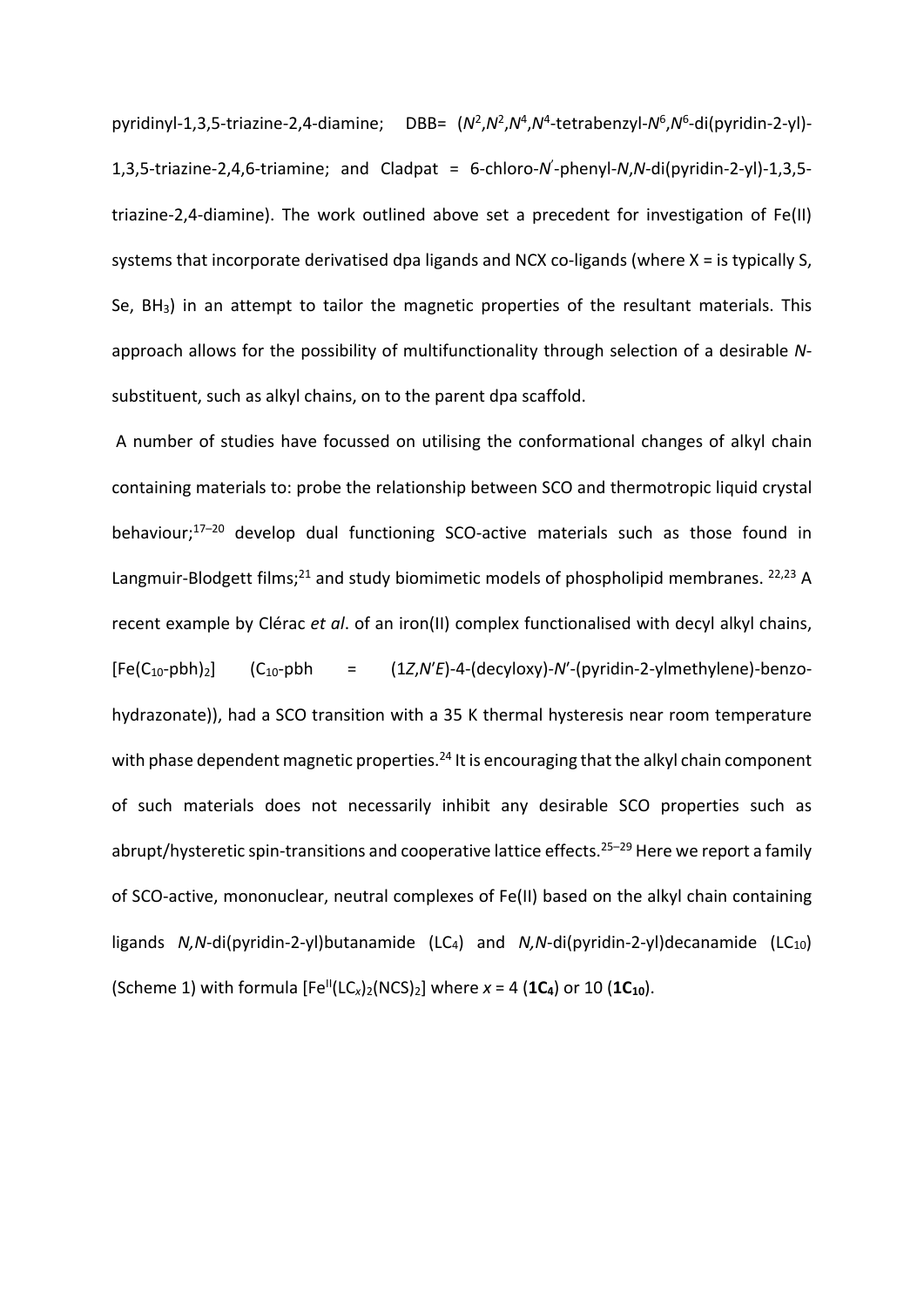pyridinyl-1,3,5-triazine-2,4-diamine; DBB= ($N^2$,$N^2$,$N^4$,$N^4$-tetrabenzyl-$N^6$,$N^6$-di(pyridin-2-yl)-1,3,5-triazine-2,4,6-triamine; and Cladpat = 6-chloro-*N*′-phenyl-*N*,*N*-di(pyridin-2-yl)-1,3,5-triazine-2,4-diamine). The work outlined above set a precedent for investigation of Fe(II) systems that incorporate derivatised dpa ligands and NCX co-ligands (where X = is typically S, Se, $BH_3$) in an attempt to tailor the magnetic properties of the resultant materials. This approach allows for the possibility of multifunctionality through selection of a desirable *N*-substituent, such as alkyl chains, on to the parent dpa scaffold.

A number of studies have focussed on utilising the conformational changes of alkyl chain containing materials to: probe the relationship between SCO and thermotropic liquid crystal behaviour;[17–20] develop dual functioning SCO-active materials such as those found in Langmuir-Blodgett films;[21] and study biomimetic models of phospholipid membranes.[22,23] A recent example by Clérac *et al*. of an iron(II) complex functionalised with decyl alkyl chains, [Fe($C_{10}$-pbh)$_2$] ($C_{10}$-pbh = (1*Z*,*N*′*E*)-4-(decyloxy)-*N*′-(pyridin-2-ylmethylene)-benzo-hydrazonate)), had a SCO transition with a 35 K thermal hysteresis near room temperature with phase dependent magnetic properties.[24] It is encouraging that the alkyl chain component of such materials does not necessarily inhibit any desirable SCO properties such as abrupt/hysteretic spin-transitions and cooperative lattice effects.[25–29] Here we report a family of SCO-active, mononuclear, neutral complexes of Fe(II) based on the alkyl chain containing ligands *N,N*-di(pyridin-2-yl)butanamide ($LC_4$) and *N,N*-di(pyridin-2-yl)decanamide ($LC_{10}$) (Scheme 1) with formula [$Fe^{II}$($LC_x$)$_2$(NCS)$_2$] where $x$ = 4 (**1C$_4$**) or 10 (**1C$_{10}$**).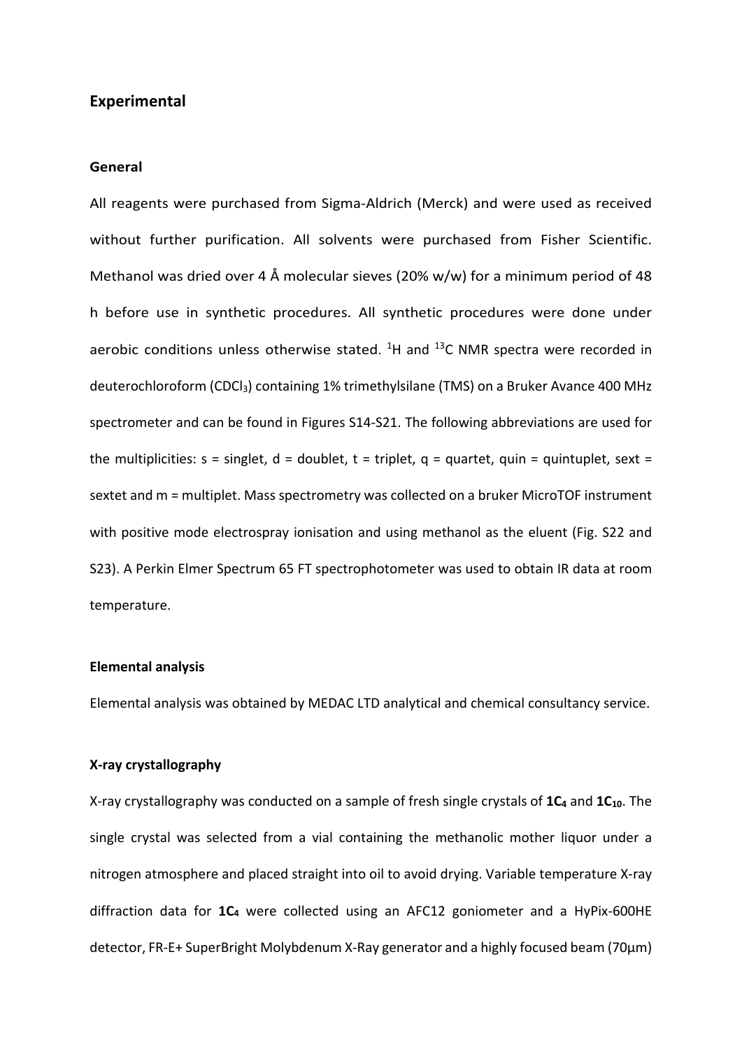## Experimental

### General

All reagents were purchased from Sigma-Aldrich (Merck) and were used as received without further purification. All solvents were purchased from Fisher Scientific. Methanol was dried over 4 Å molecular sieves (20% w/w) for a minimum period of 48 h before use in synthetic procedures. All synthetic procedures were done under aerobic conditions unless otherwise stated. $^{1}H$ and $^{13}C$ NMR spectra were recorded in deuterochloroform ($CDCl_3$) containing 1% trimethylsilane (TMS) on a Bruker Avance 400 MHz spectrometer and can be found in Figures S14-S21. The following abbreviations are used for the multiplicities: s = singlet, d = doublet, t = triplet, q = quartet, quin = quintuplet, sext = sextet and m = multiplet. Mass spectrometry was collected on a bruker MicroTOF instrument with positive mode electrospray ionisation and using methanol as the eluent (Fig. S22 and S23). A Perkin Elmer Spectrum 65 FT spectrophotometer was used to obtain IR data at room temperature.

### Elemental analysis

Elemental analysis was obtained by MEDAC LTD analytical and chemical consultancy service.

### X-ray crystallography

X-ray crystallography was conducted on a sample of fresh single crystals of **1C$_4$** and **1C$_{10}$**. The single crystal was selected from a vial containing the methanolic mother liquor under a nitrogen atmosphere and placed straight into oil to avoid drying. Variable temperature X-ray diffraction data for **1C$_4$** were collected using an AFC12 goniometer and a HyPix-600HE detector, FR-E+ SuperBright Molybdenum X-Ray generator and a highly focused beam (70μm)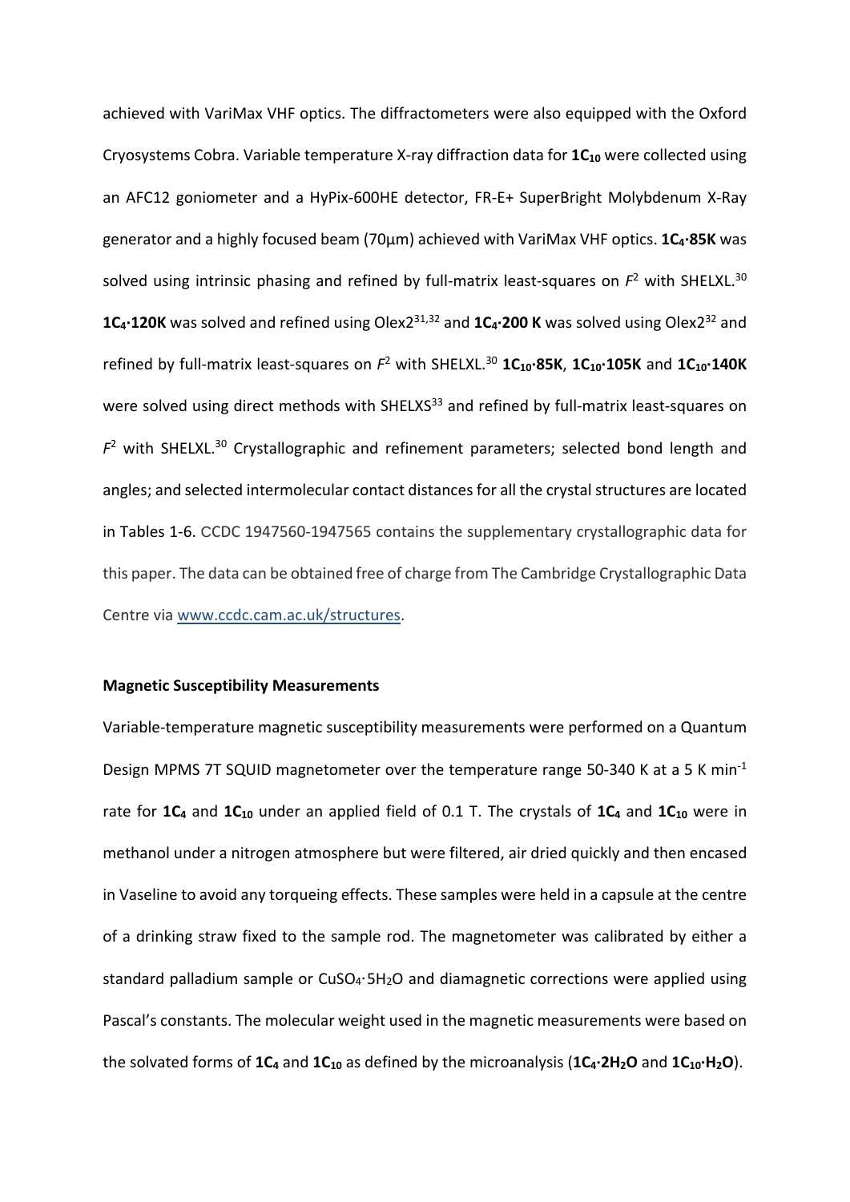achieved with VariMax VHF optics. The diffractometers were also equipped with the Oxford Cryosystems Cobra. Variable temperature X-ray diffraction data for **$1C_{10}$** were collected using an AFC12 goniometer and a HyPix-600HE detector, FR-E+ SuperBright Molybdenum X-Ray generator and a highly focused beam (70μm) achieved with VariMax VHF optics. **$1C_4$·85K** was solved using intrinsic phasing and refined by full-matrix least-squares on $F^2$ with SHELXL.[30] **$1C_4$·120K** was solved and refined using Olex2[31,32] and **$1C_4$·200 K** was solved using Olex2[32] and refined by full-matrix least-squares on $F^2$ with SHELXL.[30] **$1C_{10}$·85K**, **$1C_{10}$·105K** and **$1C_{10}$·140K** were solved using direct methods with SHELXS[33] and refined by full-matrix least-squares on $F^2$ with SHELXL.[30] Crystallographic and refinement parameters; selected bond length and angles; and selected intermolecular contact distances for all the crystal structures are located in Tables 1-6. CCDC 1947560-1947565 contains the supplementary crystallographic data for this paper. The data can be obtained free of charge from The Cambridge Crystallographic Data Centre via www.ccdc.cam.ac.uk/structures.

**Magnetic Susceptibility Measurements**

Variable-temperature magnetic susceptibility measurements were performed on a Quantum Design MPMS 7T SQUID magnetometer over the temperature range 50-340 K at a 5 K min$^{-1}$ rate for **$1C_4$** and **$1C_{10}$** under an applied field of 0.1 T. The crystals of **$1C_4$** and **$1C_{10}$** were in methanol under a nitrogen atmosphere but were filtered, air dried quickly and then encased in Vaseline to avoid any torqueing effects. These samples were held in a capsule at the centre of a drinking straw fixed to the sample rod. The magnetometer was calibrated by either a standard palladium sample or $CuSO_4·5H_2O$ and diamagnetic corrections were applied using Pascal's constants. The molecular weight used in the magnetic measurements were based on the solvated forms of **$1C_4$** and **$1C_{10}$** as defined by the microanalysis (**$1C_4·2H_2O$** and **$1C_{10}·H_2O$**).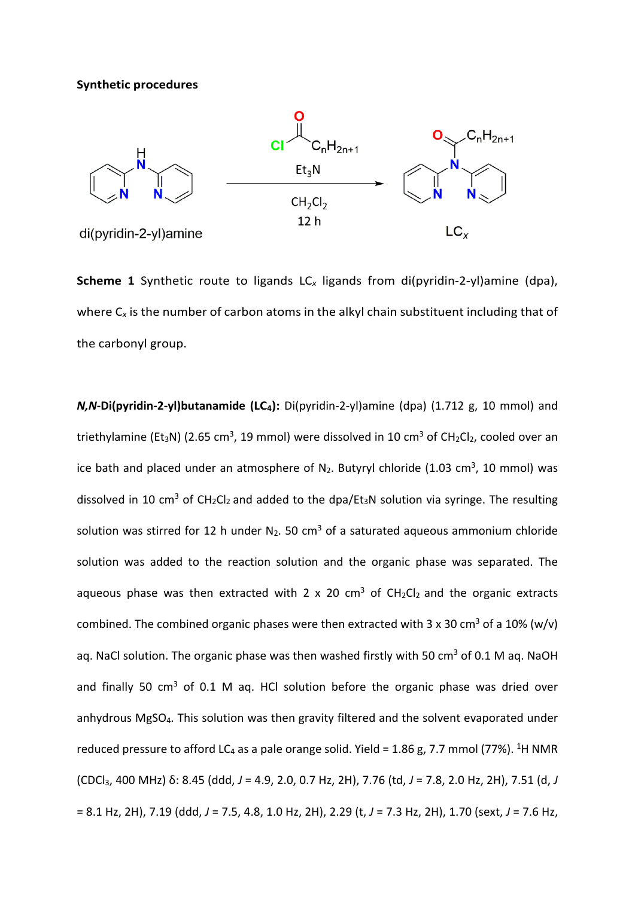**Synthetic procedures**

**Scheme 1** Synthetic route to ligands $LC_x$ ligands from di(pyridin-2-yl)amine (dpa), where $C_x$ is the number of carbon atoms in the alkyl chain substituent including that of the carbonyl group.

***N,N*-Di(pyridin-2-yl)butanamide ($LC_4$):** Di(pyridin-2-yl)amine (dpa) (1.712 g, 10 mmol) and triethylamine ($Et_3N$) (2.65 $cm^3$, 19 mmol) were dissolved in 10 $cm^3$ of $CH_2Cl_2$, cooled over an ice bath and placed under an atmosphere of $N_2$. Butyryl chloride (1.03 $cm^3$, 10 mmol) was dissolved in 10 $cm^3$ of $CH_2Cl_2$ and added to the dpa/$Et_3N$ solution via syringe. The resulting solution was stirred for 12 h under $N_2$. 50 $cm^3$ of a saturated aqueous ammonium chloride solution was added to the reaction solution and the organic phase was separated. The aqueous phase was then extracted with 2 x 20 $cm^3$ of $CH_2Cl_2$ and the organic extracts combined. The combined organic phases were then extracted with 3 x 30 $cm^3$ of a 10% (w/v) aq. NaCl solution. The organic phase was then washed firstly with 50 $cm^3$ of 0.1 M aq. NaOH and finally 50 $cm^3$ of 0.1 M aq. HCl solution before the organic phase was dried over anhydrous $MgSO_4$. This solution was then gravity filtered and the solvent evaporated under reduced pressure to afford $LC_4$ as a pale orange solid. Yield = 1.86 g, 7.7 mmol (77%). $^1H$ NMR ($CDCl_3$, 400 MHz) δ: 8.45 (ddd, *J* = 4.9, 2.0, 0.7 Hz, 2H), 7.76 (td, *J* = 7.8, 2.0 Hz, 2H), 7.51 (d, *J* = 8.1 Hz, 2H), 7.19 (ddd, *J* = 7.5, 4.8, 1.0 Hz, 2H), 2.29 (t, *J* = 7.3 Hz, 2H), 1.70 (sext, *J* = 7.6 Hz,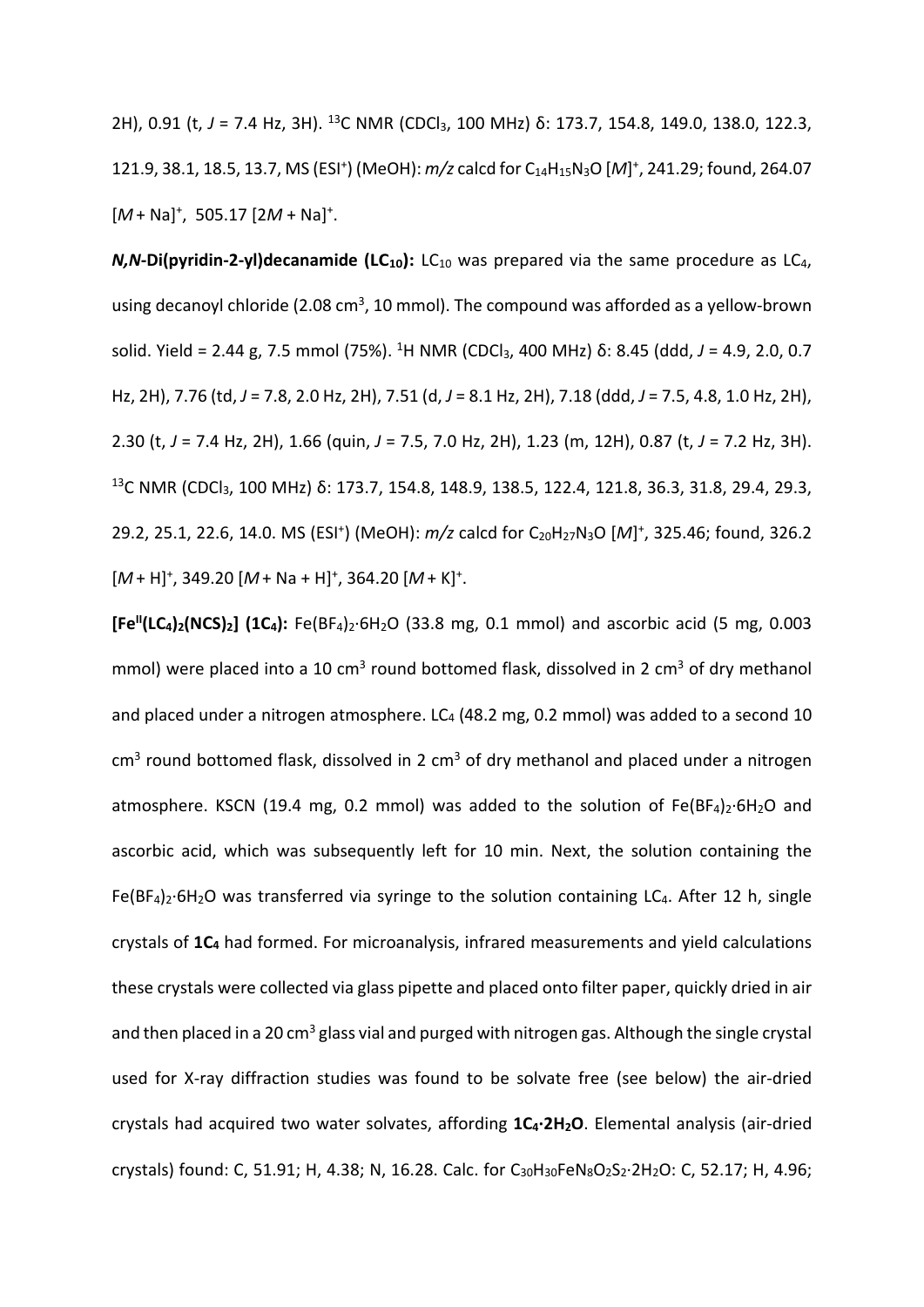2H), 0.91 (t, *J* = 7.4 Hz, 3H). $^{13}$C NMR ($CDCl_3$, 100 MHz) δ: 173.7, 154.8, 149.0, 138.0, 122.3, 121.9, 38.1, 18.5, 13.7, MS (ESI$^+$) (MeOH): *m/z* calcd for $C_{14}H_{15}N_3O$ [*M*]$^+$, 241.29; found, 264.07 [*M* + Na]$^+$, 505.17 [2*M* + Na]$^+$.

***N,N*-Di(pyridin-2-yl)decanamide ($LC_{10}$):** $LC_{10}$ was prepared via the same procedure as $LC_4$, using decanoyl chloride (2.08 $cm^3$, 10 mmol). The compound was afforded as a yellow-brown solid. Yield = 2.44 g, 7.5 mmol (75%). $^1$H NMR ($CDCl_3$, 400 MHz) δ: 8.45 (ddd, *J* = 4.9, 2.0, 0.7 Hz, 2H), 7.76 (td, *J* = 7.8, 2.0 Hz, 2H), 7.51 (d, *J* = 8.1 Hz, 2H), 7.18 (ddd, *J* = 7.5, 4.8, 1.0 Hz, 2H), 2.30 (t, *J* = 7.4 Hz, 2H), 1.66 (quin, *J* = 7.5, 7.0 Hz, 2H), 1.23 (m, 12H), 0.87 (t, *J* = 7.2 Hz, 3H). $^{13}$C NMR ($CDCl_3$, 100 MHz) δ: 173.7, 154.8, 148.9, 138.5, 122.4, 121.8, 36.3, 31.8, 29.4, 29.3, 29.2, 25.1, 22.6, 14.0. MS (ESI$^+$) (MeOH): *m/z* calcd for $C_{20}H_{27}N_3O$ [*M*]$^+$, 325.46; found, 326.2 [*M* + H]$^+$, 349.20 [*M* + Na + H]$^+$, 364.20 [*M* + K]$^+$.

**[$Fe^{II}(LC_4)_2(NCS)_2$] ($1C_4$):** $Fe(BF_4)_2\cdot 6H_2O$ (33.8 mg, 0.1 mmol) and ascorbic acid (5 mg, 0.003 mmol) were placed into a 10 $cm^3$ round bottomed flask, dissolved in 2 $cm^3$ of dry methanol and placed under a nitrogen atmosphere. $LC_4$ (48.2 mg, 0.2 mmol) was added to a second 10 $cm^3$ round bottomed flask, dissolved in 2 $cm^3$ of dry methanol and placed under a nitrogen atmosphere. KSCN (19.4 mg, 0.2 mmol) was added to the solution of $Fe(BF_4)_2\cdot 6H_2O$ and ascorbic acid, which was subsequently left for 10 min. Next, the solution containing the $Fe(BF_4)_2\cdot 6H_2O$ was transferred via syringe to the solution containing $LC_4$. After 12 h, single crystals of **$1C_4$** had formed. For microanalysis, infrared measurements and yield calculations these crystals were collected via glass pipette and placed onto filter paper, quickly dried in air and then placed in a 20 $cm^3$ glass vial and purged with nitrogen gas. Although the single crystal used for X-ray diffraction studies was found to be solvate free (see below) the air-dried crystals had acquired two water solvates, affording **$1C_4\cdot 2H_2O$**. Elemental analysis (air-dried crystals) found: C, 51.91; H, 4.38; N, 16.28. Calc. for $C_{30}H_{30}FeN_8O_2S_2\cdot 2H_2O$: C, 52.17; H, 4.96;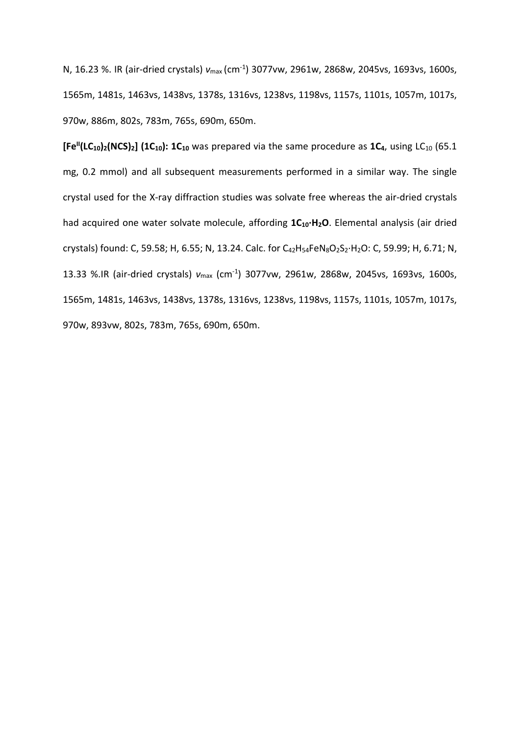N, 16.23 %. IR (air-dried crystals) $\nu_{max}$ (cm$^{-1}$) 3077vw, 2961w, 2868w, 2045vs, 1693vs, 1600s, 1565m, 1481s, 1463vs, 1438vs, 1378s, 1316vs, 1238vs, 1198vs, 1157s, 1101s, 1057m, 1017s, 970w, 886m, 802s, 783m, 765s, 690m, 650m.

**[Fe$^{II}$(LC$_{10}$)$_2$(NCS)$_2$] (1C$_{10}$): 1C$_{10}$** was prepared via the same procedure as **1C$_4$**, using LC$_{10}$ (65.1 mg, 0.2 mmol) and all subsequent measurements performed in a similar way. The single crystal used for the X-ray diffraction studies was solvate free whereas the air-dried crystals had acquired one water solvate molecule, affording **1C$_{10}$·H$_2$O**. Elemental analysis (air dried crystals) found: C, 59.58; H, 6.55; N, 13.24. Calc. for $C_{42}H_{54}FeN_8O_2S_2 \cdot H_2O$: C, 59.99; H, 6.71; N, 13.33 %.IR (air-dried crystals) $\nu_{max}$ (cm$^{-1}$) 3077vw, 2961w, 2868w, 2045vs, 1693vs, 1600s, 1565m, 1481s, 1463vs, 1438vs, 1378s, 1316vs, 1238vs, 1198vs, 1157s, 1101s, 1057m, 1017s, 970w, 893vw, 802s, 783m, 765s, 690m, 650m.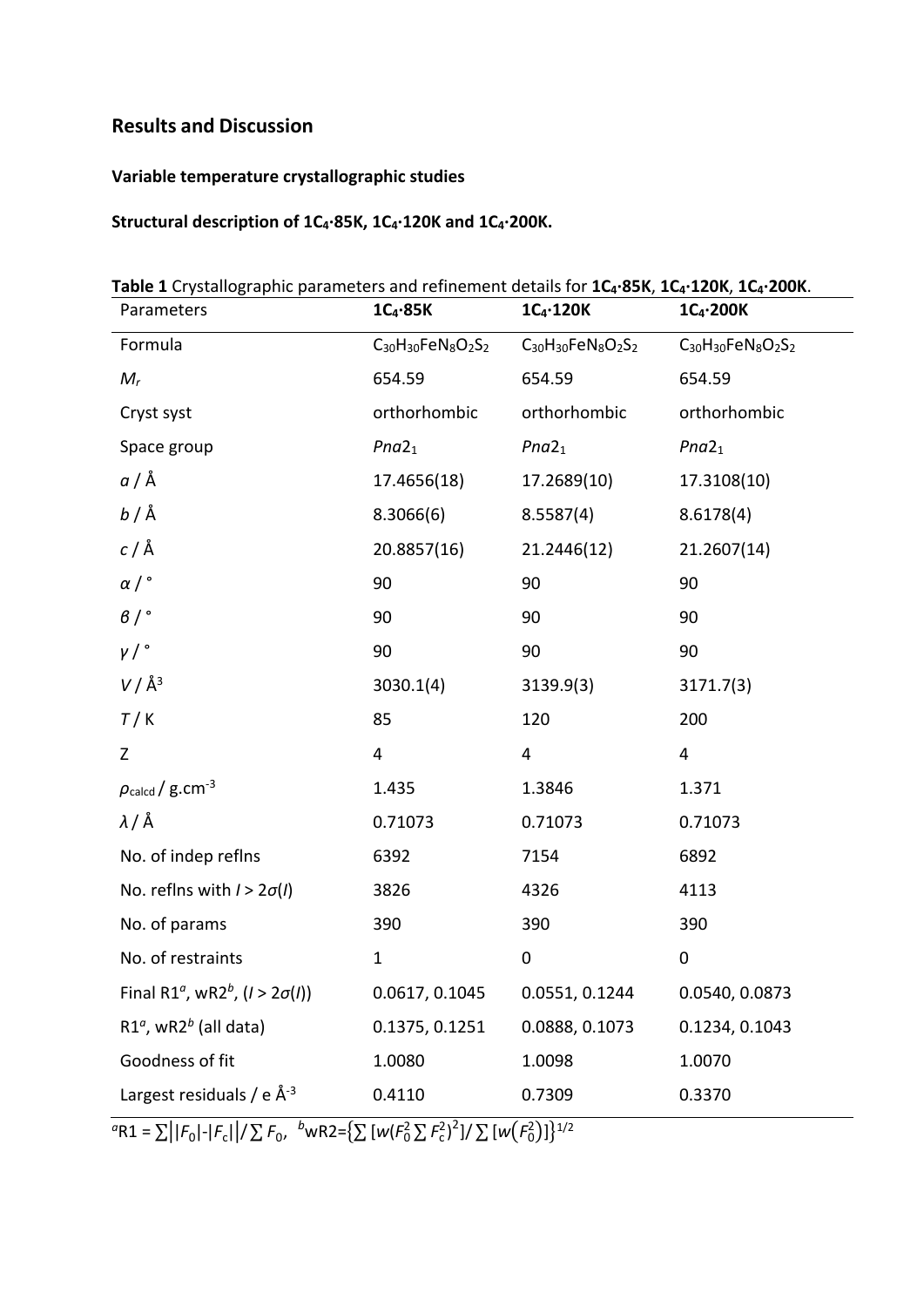## Results and Discussion

### Variable temperature crystallographic studies

### Structural description of $1C_4{\cdot}85K$, $1C_4{\cdot}120K$ and $1C_4{\cdot}200K$.

**Table 1** Crystallographic parameters and refinement details for **$1C_4{\cdot}85K$**, **$1C_4{\cdot}120K$**, **$1C_4{\cdot}200K$**.

| Parameters | **$1C_4{\cdot}85K$** | **$1C_4{\cdot}120K$** | **$1C_4{\cdot}200K$** |
|---|---|---|---|
| Formula | $C_{30}H_{30}FeN_8O_2S_2$ | $C_{30}H_{30}FeN_8O_2S_2$ | $C_{30}H_{30}FeN_8O_2S_2$ |
| $M_r$ | 654.59 | 654.59 | 654.59 |
| Cryst syst | orthorhombic | orthorhombic | orthorhombic |
| Space group | $Pna2_1$ | $Pna2_1$ | $Pna2_1$ |
| $a$ / Å | 17.4656(18) | 17.2689(10) | 17.3108(10) |
| $b$ / Å | 8.3066(6) | 8.5587(4) | 8.6178(4) |
| $c$ / Å | 20.8857(16) | 21.2446(12) | 21.2607(14) |
| $\alpha$ / ° | 90 | 90 | 90 |
| $\beta$ / ° | 90 | 90 | 90 |
| $\gamma$ / ° | 90 | 90 | 90 |
| $V$ / Å$^3$ | 3030.1(4) | 3139.9(3) | 3171.7(3) |
| $T$ / K | 85 | 120 | 200 |
| Z | 4 | 4 | 4 |
| $\rho_{calcd}$ / g.cm$^{-3}$ | 1.435 | 1.3846 | 1.371 |
| $\lambda$ / Å | 0.71073 | 0.71073 | 0.71073 |
| No. of indep reflns | 6392 | 7154 | 6892 |
| No. reflns with $I > 2\sigma(I)$ | 3826 | 4326 | 4113 |
| No. of params | 390 | 390 | 390 |
| No. of restraints | 1 | 0 | 0 |
| Final R1[a], wR2[b], ($I > 2\sigma(I)$) | 0.0617, 0.1045 | 0.0551, 0.1244 | 0.0540, 0.0873 |
| R1[a], wR2[b] (all data) | 0.1375, 0.1251 | 0.0888, 0.1073 | 0.1234, 0.1043 |
| Goodness of fit | 1.0080 | 1.0098 | 1.0070 |
| Largest residuals / e Å$^{-3}$ | 0.4110 | 0.7309 | 0.3370 |

[a]$R1 = \sum\left||F_0|-|F_c|\right|/\sum F_0$, [b]$wR2=\left\{\sum [w(F_0^2 \sum F_c^2)^2]/\sum [w(F_0^2)]\right\}^{1/2}$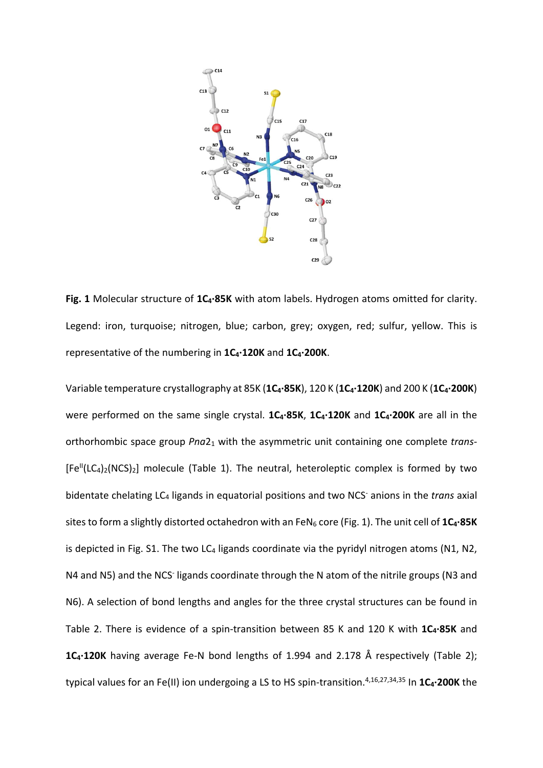**Fig. 1** Molecular structure of **$1C_4$·85K** with atom labels. Hydrogen atoms omitted for clarity. Legend: iron, turquoise; nitrogen, blue; carbon, grey; oxygen, red; sulfur, yellow. This is representative of the numbering in **$1C_4$·120K** and **$1C_4$·200K**.

Variable temperature crystallography at 85K (**$1C_4$·85K**), 120 K (**$1C_4$·120K**) and 200 K (**$1C_4$·200K**) were performed on the same single crystal. **$1C_4$·85K**, **$1C_4$·120K** and **$1C_4$·200K** are all in the orthorhombic space group $Pna2_1$ with the asymmetric unit containing one complete *trans*-$[Fe^{II}(LC_4)_2(NCS)_2]$ molecule (Table 1). The neutral, heteroleptic complex is formed by two bidentate chelating $LC_4$ ligands in equatorial positions and two $NCS^-$ anions in the *trans* axial sites to form a slightly distorted octahedron with an $FeN_6$ core (Fig. 1). The unit cell of **$1C_4$·85K** is depicted in Fig. S1. The two $LC_4$ ligands coordinate via the pyridyl nitrogen atoms (N1, N2, N4 and N5) and the $NCS^-$ ligands coordinate through the N atom of the nitrile groups (N3 and N6). A selection of bond lengths and angles for the three crystal structures can be found in Table 2. There is evidence of a spin-transition between 85 K and 120 K with **$1C_4$·85K** and **$1C_4$·120K** having average Fe-N bond lengths of 1.994 and 2.178 Å respectively (Table 2); typical values for an Fe(II) ion undergoing a LS to HS spin-transition.[4,16,27,34,35] In **$1C_4$·200K** the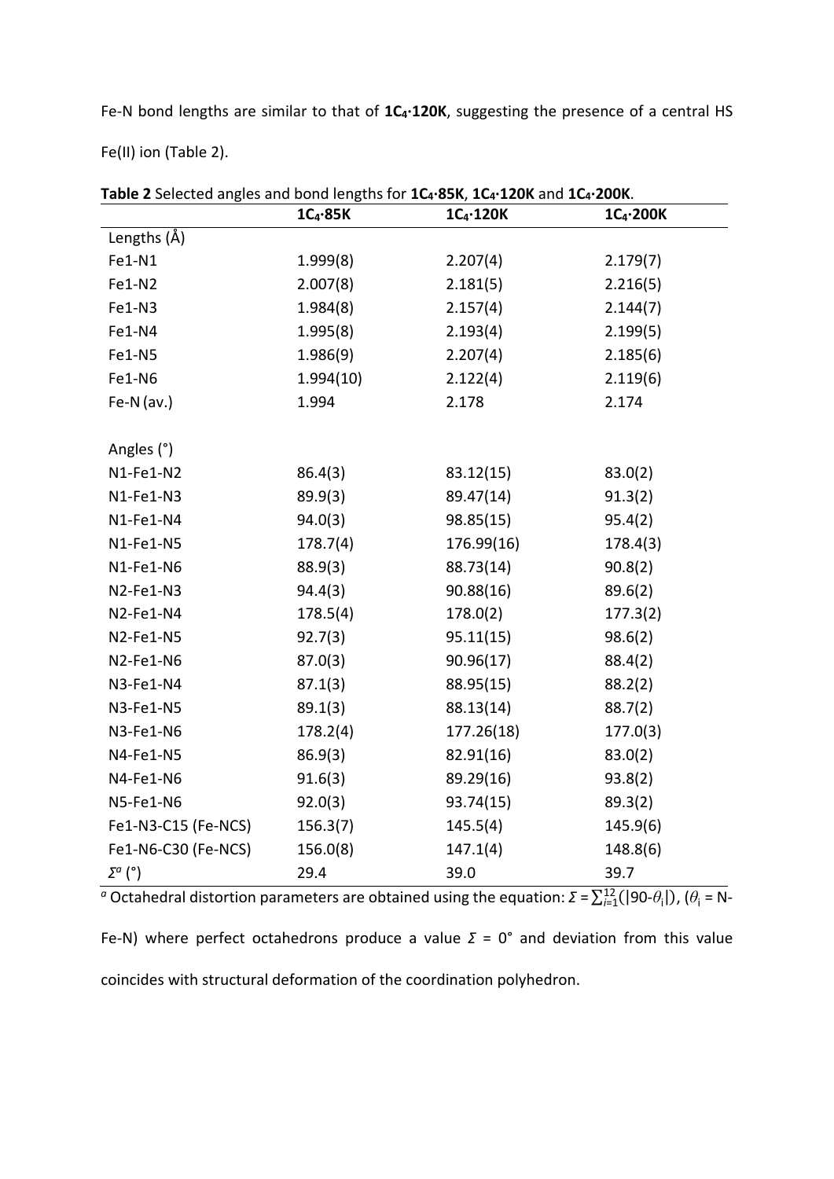Fe-N bond lengths are similar to that of **$1C_4$·120K**, suggesting the presence of a central HS Fe(II) ion (Table 2).

**Table 2** Selected angles and bond lengths for **$1C_4$·85K**, **$1C_4$·120K** and **$1C_4$·200K**.

| | **$1C_4$·85K** | **$1C_4$·120K** | **$1C_4$·200K** |
|---|---|---|---|
| Lengths (Å) | | | |
| Fe1-N1 | 1.999(8) | 2.207(4) | 2.179(7) |
| Fe1-N2 | 2.007(8) | 2.181(5) | 2.216(5) |
| Fe1-N3 | 1.984(8) | 2.157(4) | 2.144(7) |
| Fe1-N4 | 1.995(8) | 2.193(4) | 2.199(5) |
| Fe1-N5 | 1.986(9) | 2.207(4) | 2.185(6) |
| Fe1-N6 | 1.994(10) | 2.122(4) | 2.119(6) |
| Fe-N (av.) | 1.994 | 2.178 | 2.174 |
| | | | |
| Angles (°) | | | |
| N1-Fe1-N2 | 86.4(3) | 83.12(15) | 83.0(2) |
| N1-Fe1-N3 | 89.9(3) | 89.47(14) | 91.3(2) |
| N1-Fe1-N4 | 94.0(3) | 98.85(15) | 95.4(2) |
| N1-Fe1-N5 | 178.7(4) | 176.99(16) | 178.4(3) |
| N1-Fe1-N6 | 88.9(3) | 88.73(14) | 90.8(2) |
| N2-Fe1-N3 | 94.4(3) | 90.88(16) | 89.6(2) |
| N2-Fe1-N4 | 178.5(4) | 178.0(2) | 177.3(2) |
| N2-Fe1-N5 | 92.7(3) | 95.11(15) | 98.6(2) |
| N2-Fe1-N6 | 87.0(3) | 90.96(17) | 88.4(2) |
| N3-Fe1-N4 | 87.1(3) | 88.95(15) | 88.2(2) |
| N3-Fe1-N5 | 89.1(3) | 88.13(14) | 88.7(2) |
| N3-Fe1-N6 | 178.2(4) | 177.26(18) | 177.0(3) |
| N4-Fe1-N5 | 86.9(3) | 82.91(16) | 83.0(2) |
| N4-Fe1-N6 | 91.6(3) | 89.29(16) | 93.8(2) |
| N5-Fe1-N6 | 92.0(3) | 93.74(15) | 89.3(2) |
| Fe1-N3-C15 (Fe-NCS) | 156.3(7) | 145.5(4) | 145.9(6) |
| Fe1-N6-C30 (Fe-NCS) | 156.0(8) | 147.1(4) | 148.8(6) |
| $\Sigma^a$ (°) | 29.4 | 39.0 | 39.7 |

[a] Octahedral distortion parameters are obtained using the equation: $\Sigma = \sum_{i=1}^{12}(|90-\theta_i|)$, ($\theta_i$ = N-Fe-N) where perfect octahedrons produce a value $\Sigma$ = 0° and deviation from this value coincides with structural deformation of the coordination polyhedron.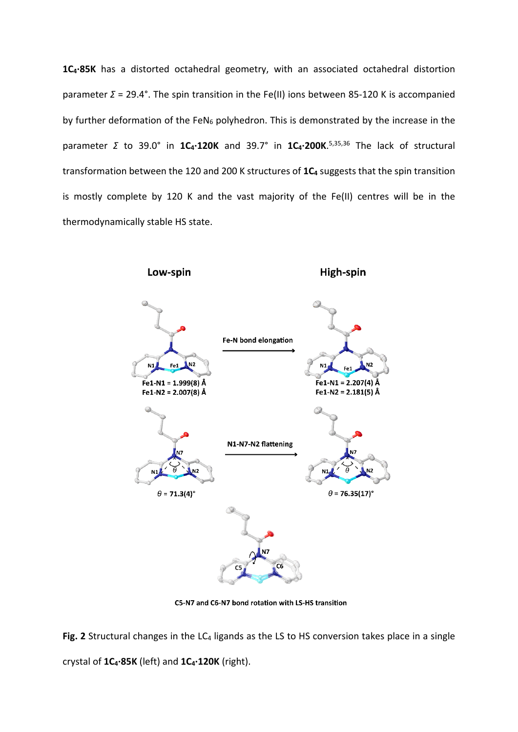**$1C_4$·85K** has a distorted octahedral geometry, with an associated octahedral distortion parameter $\Sigma$ = 29.4°. The spin transition in the Fe(II) ions between 85-120 K is accompanied by further deformation of the $FeN_6$ polyhedron. This is demonstrated by the increase in the parameter $\Sigma$ to 39.0° in **$1C_4$·120K** and 39.7° in **$1C_4$·200K**.[5,35,36] The lack of structural transformation between the 120 and 200 K structures of **$1C_4$** suggests that the spin transition is mostly complete by 120 K and the vast majority of the Fe(II) centres will be in the thermodynamically stable HS state.

**Fig. 2** Structural changes in the $LC_4$ ligands as the LS to HS conversion takes place in a single crystal of **$1C_4$·85K** (left) and **$1C_4$·120K** (right).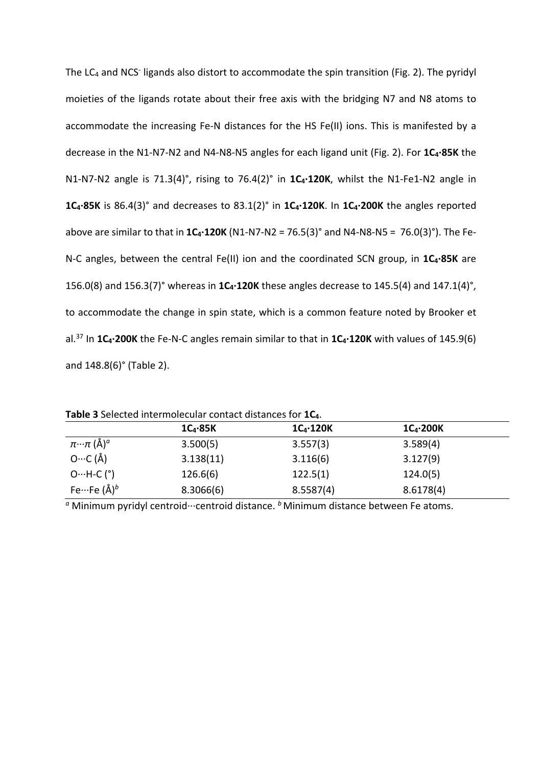The $LC_4$ and $NCS^-$ ligands also distort to accommodate the spin transition (Fig. 2). The pyridyl moieties of the ligands rotate about their free axis with the bridging N7 and N8 atoms to accommodate the increasing Fe-N distances for the HS Fe(II) ions. This is manifested by a decrease in the N1-N7-N2 and N4-N8-N5 angles for each ligand unit (Fig. 2). For **$1C_4$·85K** the N1-N7-N2 angle is 71.3(4)°, rising to 76.4(2)° in **$1C_4$·120K**, whilst the N1-Fe1-N2 angle in **$1C_4$·85K** is 86.4(3)° and decreases to 83.1(2)° in **$1C_4$·120K**. In **$1C_4$·200K** the angles reported above are similar to that in **$1C_4$·120K** (N1-N7-N2 = 76.5(3)° and N4-N8-N5 = 76.0(3)°). The Fe-N-C angles, between the central Fe(II) ion and the coordinated SCN group, in **$1C_4$·85K** are 156.0(8) and 156.3(7)° whereas in **$1C_4$·120K** these angles decrease to 145.5(4) and 147.1(4)°, to accommodate the change in spin state, which is a common feature noted by Brooker et al.[37] In **$1C_4$·200K** the Fe-N-C angles remain similar to that in **$1C_4$·120K** with values of 145.9(6) and 148.8(6)° (Table 2).

**Table 3** Selected intermolecular contact distances for **$1C_4$**.

| | **$1C_4$·85K** | **$1C_4$·120K** | **$1C_4$·200K** |
|---|---|---|---|
| $\pi \cdots \pi$ (Å)[a] | 3.500(5) | 3.557(3) | 3.589(4) |
| O···C (Å) | 3.138(11) | 3.116(6) | 3.127(9) |
| O···H-C (°) | 126.6(6) | 122.5(1) | 124.0(5) |
| Fe···Fe (Å)[b] | 8.3066(6) | 8.5587(4) | 8.6178(4) |

[a] Minimum pyridyl centroid···centroid distance. [b] Minimum distance between Fe atoms.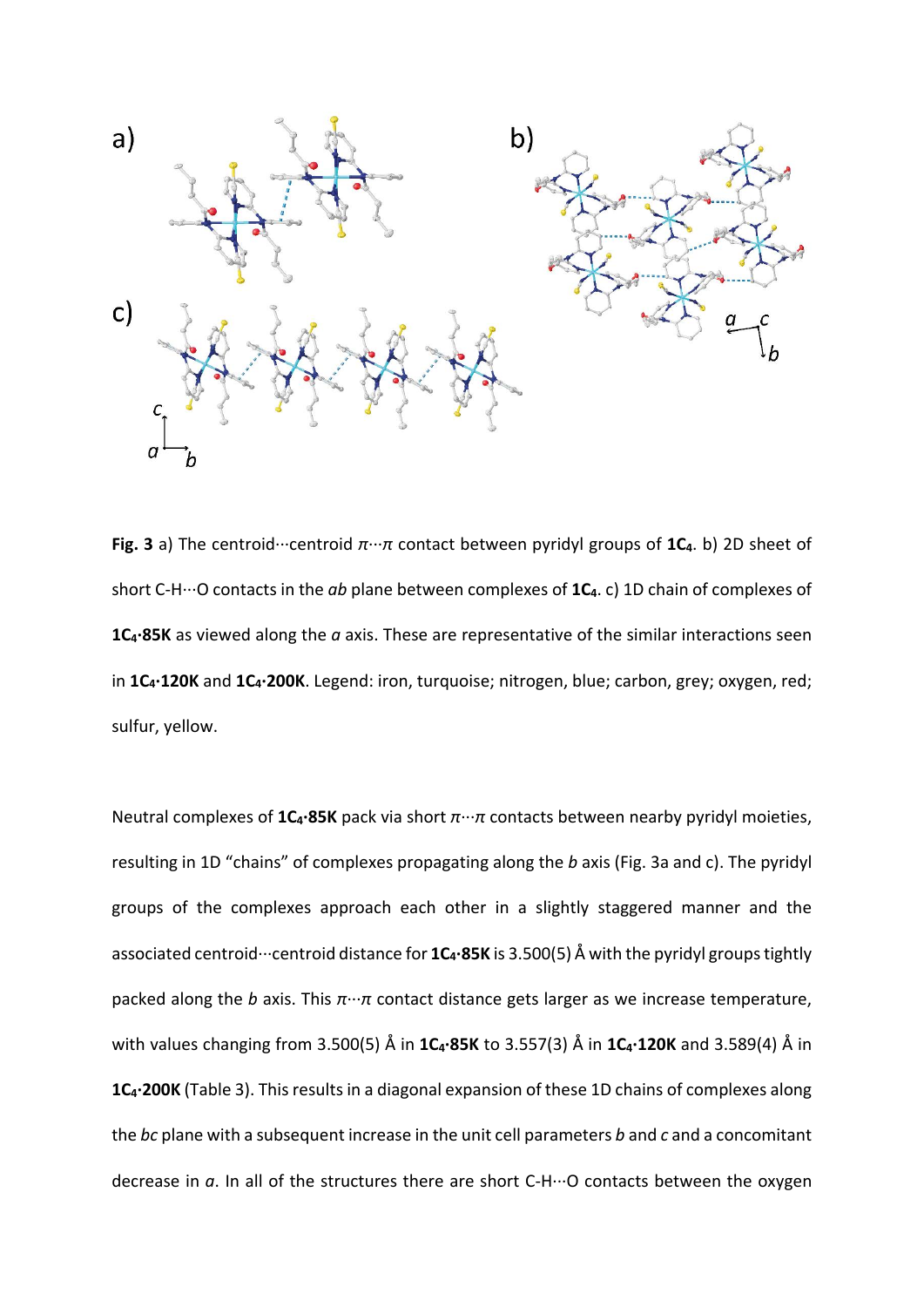**Fig. 3** a) The centroid···centroid $\pi$···$\pi$ contact between pyridyl groups of **1C$_4$**. b) 2D sheet of short C-H···O contacts in the *ab* plane between complexes of **1C$_4$**. c) 1D chain of complexes of **1C$_4$·85K** as viewed along the *a* axis. These are representative of the similar interactions seen in **1C$_4$·120K** and **1C$_4$·200K**. Legend: iron, turquoise; nitrogen, blue; carbon, grey; oxygen, red; sulfur, yellow.

Neutral complexes of **1C$_4$·85K** pack via short $\pi$···$\pi$ contacts between nearby pyridyl moieties, resulting in 1D "chains" of complexes propagating along the *b* axis (Fig. 3a and c). The pyridyl groups of the complexes approach each other in a slightly staggered manner and the associated centroid···centroid distance for **1C$_4$·85K** is 3.500(5) Å with the pyridyl groups tightly packed along the *b* axis. This $\pi$···$\pi$ contact distance gets larger as we increase temperature, with values changing from 3.500(5) Å in **1C$_4$·85K** to 3.557(3) Å in **1C$_4$·120K** and 3.589(4) Å in **1C$_4$·200K** (Table 3). This results in a diagonal expansion of these 1D chains of complexes along the *bc* plane with a subsequent increase in the unit cell parameters *b* and *c* and a concomitant decrease in *a*. In all of the structures there are short C-H···O contacts between the oxygen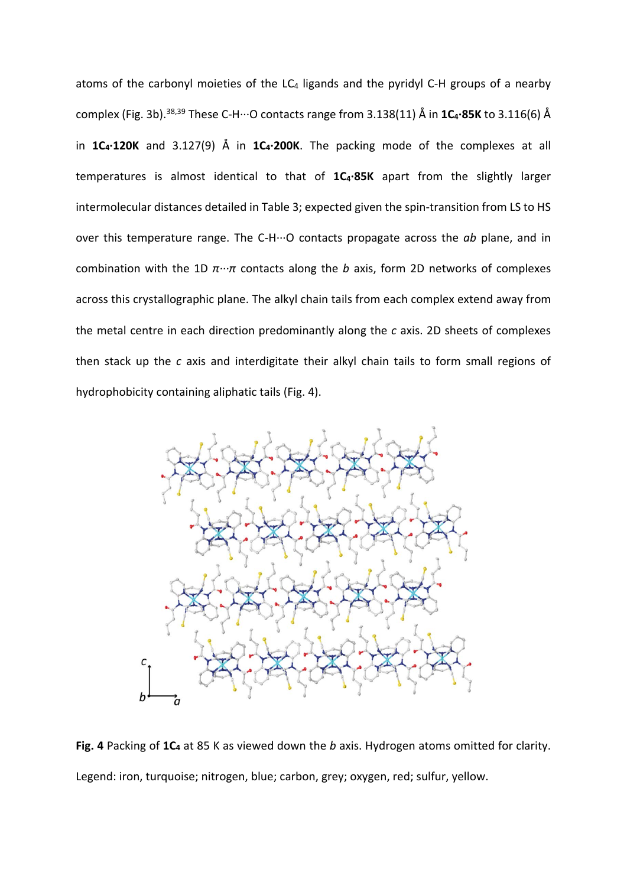atoms of the carbonyl moieties of the $LC_4$ ligands and the pyridyl C-H groups of a nearby complex (Fig. 3b).[38,39] These C-H···O contacts range from 3.138(11) Å in **$1C_4$·85K** to 3.116(6) Å in **$1C_4$·120K** and 3.127(9) Å in **$1C_4$·200K**. The packing mode of the complexes at all temperatures is almost identical to that of **$1C_4$·85K** apart from the slightly larger intermolecular distances detailed in Table 3; expected given the spin-transition from LS to HS over this temperature range. The C-H···O contacts propagate across the *ab* plane, and in combination with the 1D $\pi \cdots \pi$ contacts along the *b* axis, form 2D networks of complexes across this crystallographic plane. The alkyl chain tails from each complex extend away from the metal centre in each direction predominantly along the *c* axis. 2D sheets of complexes then stack up the *c* axis and interdigitate their alkyl chain tails to form small regions of hydrophobicity containing aliphatic tails (Fig. 4).

**Fig. 4** Packing of **$1C_4$** at 85 K as viewed down the *b* axis. Hydrogen atoms omitted for clarity. Legend: iron, turquoise; nitrogen, blue; carbon, grey; oxygen, red; sulfur, yellow.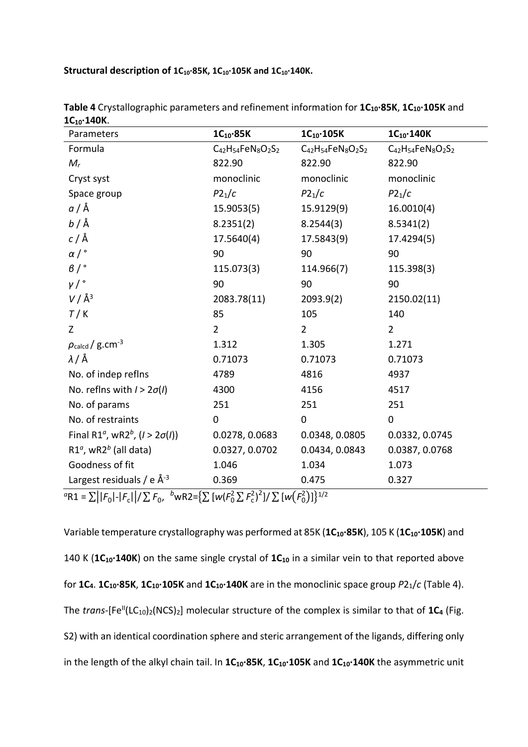**Structural description of $1C_{10}$·85K, $1C_{10}$·105K and $1C_{10}$·140K.**

**Table 4** Crystallographic parameters and refinement information for **$1C_{10}$·85K**, **$1C_{10}$·105K** and **$1C_{10}$·140K**.

| Parameters | **$1C_{10}$·85K** | **$1C_{10}$·105K** | **$1C_{10}$·140K** |
|---|---|---|---|
| Formula | $C_{42}H_{54}FeN_8O_2S_2$ | $C_{42}H_{54}FeN_8O_2S_2$ | $C_{42}H_{54}FeN_8O_2S_2$ |
| $M_r$ | 822.90 | 822.90 | 822.90 |
| Cryst syst | monoclinic | monoclinic | monoclinic |
| Space group | $P2_1/c$ | $P2_1/c$ | $P2_1/c$ |
| $a$ / Å | 15.9053(5) | 15.9129(9) | 16.0010(4) |
| $b$ / Å | 8.2351(2) | 8.2544(3) | 8.5341(2) |
| $c$ / Å | 17.5640(4) | 17.5843(9) | 17.4294(5) |
| $\alpha$ / ° | 90 | 90 | 90 |
| $\beta$ / ° | 115.073(3) | 114.966(7) | 115.398(3) |
| $\gamma$ / ° | 90 | 90 | 90 |
| $V$ / Å$^3$ | 2083.78(11) | 2093.9(2) | 2150.02(11) |
| $T$ / K | 85 | 105 | 140 |
| Z | 2 | 2 | 2 |
| $\rho_{calcd}$ / g.cm$^{-3}$ | 1.312 | 1.305 | 1.271 |
| $\lambda$ / Å | 0.71073 | 0.71073 | 0.71073 |
| No. of indep reflns | 4789 | 4816 | 4937 |
| No. reflns with $I > 2\sigma(I)$ | 4300 | 4156 | 4517 |
| No. of params | 251 | 251 | 251 |
| No. of restraints | 0 | 0 | 0 |
| Final R1[a], wR2[b], ($I > 2\sigma(I)$) | 0.0278, 0.0683 | 0.0348, 0.0805 | 0.0332, 0.0745 |
| R1[a], wR2[b] (all data) | 0.0327, 0.0702 | 0.0434, 0.0843 | 0.0387, 0.0768 |
| Goodness of fit | 1.046 | 1.034 | 1.073 |
| Largest residuals / e Å$^{-3}$ | 0.369 | 0.475 | 0.327 |

[a]$R1 = \sum ||F_0|-|F_c|| / \sum F_0$, [b]$wR2=\{\sum [w(F_0^2 \sum F_c^2)^2] / \sum [w(F_0^2)]\}^{1/2}$

Variable temperature crystallography was performed at 85K (**$1C_{10}$·85K**), 105 K (**$1C_{10}$·105K**) and 140 K (**$1C_{10}$·140K**) on the same single crystal of **$1C_{10}$** in a similar vein to that reported above for **$1C_4$**. **$1C_{10}$·85K**, **$1C_{10}$·105K** and **$1C_{10}$·140K** are in the monoclinic space group $P2_1/c$ (Table 4). The *trans*-[$Fe^{II}(LC_{10})_2(NCS)_2$] molecular structure of the complex is similar to that of **$1C_4$** (Fig. S2) with an identical coordination sphere and steric arrangement of the ligands, differing only in the length of the alkyl chain tail. In **$1C_{10}$·85K**, **$1C_{10}$·105K** and **$1C_{10}$·140K** the asymmetric unit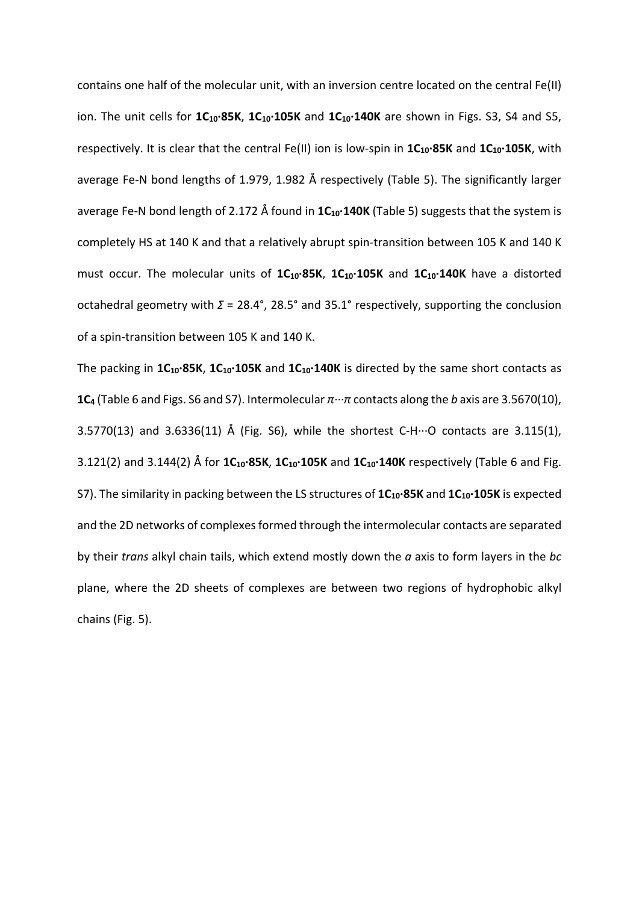contains one half of the molecular unit, with an inversion centre located on the central Fe(II) ion. The unit cells for **1C$_{10}$·85K**, **1C$_{10}$·105K** and **1C$_{10}$·140K** are shown in Figs. S3, S4 and S5, respectively. It is clear that the central Fe(II) ion is low-spin in **1C$_{10}$·85K** and **1C$_{10}$·105K**, with average Fe-N bond lengths of 1.979, 1.982 Å respectively (Table 5). The significantly larger average Fe-N bond length of 2.172 Å found in **1C$_{10}$·140K** (Table 5) suggests that the system is completely HS at 140 K and that a relatively abrupt spin-transition between 105 K and 140 K must occur. The molecular units of **1C$_{10}$·85K**, **1C$_{10}$·105K** and **1C$_{10}$·140K** have a distorted octahedral geometry with $\Sigma$ = 28.4°, 28.5° and 35.1° respectively, supporting the conclusion of a spin-transition between 105 K and 140 K.

The packing in **1C$_{10}$·85K**, **1C$_{10}$·105K** and **1C$_{10}$·140K** is directed by the same short contacts as **1C$_{4}$** (Table 6 and Figs. S6 and S7). Intermolecular $\pi \cdots \pi$ contacts along the *b* axis are 3.5670(10), 3.5770(13) and 3.6336(11) Å (Fig. S6), while the shortest C-H···O contacts are 3.115(1), 3.121(2) and 3.144(2) Å for **1C$_{10}$·85K**, **1C$_{10}$·105K** and **1C$_{10}$·140K** respectively (Table 6 and Fig. S7). The similarity in packing between the LS structures of **1C$_{10}$·85K** and **1C$_{10}$·105K** is expected and the 2D networks of complexes formed through the intermolecular contacts are separated by their *trans* alkyl chain tails, which extend mostly down the *a* axis to form layers in the *bc* plane, where the 2D sheets of complexes are between two regions of hydrophobic alkyl chains (Fig. 5).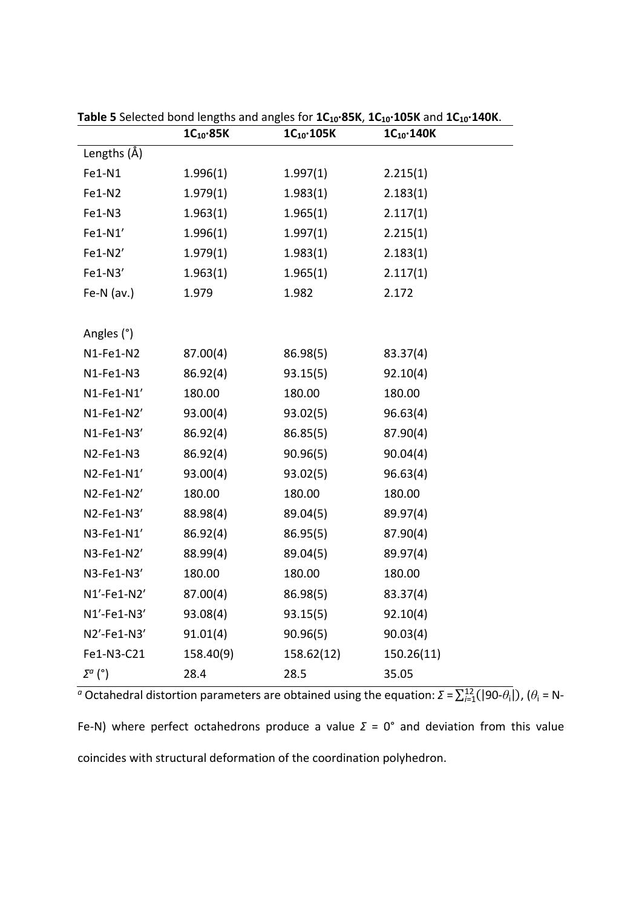**Table 5** Selected bond lengths and angles for **$1C_{10}$·85K**, **$1C_{10}$·105K** and **$1C_{10}$·140K**.

| | **$1C_{10}$·85K** | **$1C_{10}$·105K** | **$1C_{10}$·140K** |
|---|---|---|---|
| Lengths (Å) | | | |
| Fe1-N1 | 1.996(1) | 1.997(1) | 2.215(1) |
| Fe1-N2 | 1.979(1) | 1.983(1) | 2.183(1) |
| Fe1-N3 | 1.963(1) | 1.965(1) | 2.117(1) |
| Fe1-N1′ | 1.996(1) | 1.997(1) | 2.215(1) |
| Fe1-N2′ | 1.979(1) | 1.983(1) | 2.183(1) |
| Fe1-N3′ | 1.963(1) | 1.965(1) | 2.117(1) |
| Fe-N (av.) | 1.979 | 1.982 | 2.172 |
| | | | |
| Angles (°) | | | |
| N1-Fe1-N2 | 87.00(4) | 86.98(5) | 83.37(4) |
| N1-Fe1-N3 | 86.92(4) | 93.15(5) | 92.10(4) |
| N1-Fe1-N1′ | 180.00 | 180.00 | 180.00 |
| N1-Fe1-N2′ | 93.00(4) | 93.02(5) | 96.63(4) |
| N1-Fe1-N3′ | 86.92(4) | 86.85(5) | 87.90(4) |
| N2-Fe1-N3 | 86.92(4) | 90.96(5) | 90.04(4) |
| N2-Fe1-N1′ | 93.00(4) | 93.02(5) | 96.63(4) |
| N2-Fe1-N2′ | 180.00 | 180.00 | 180.00 |
| N2-Fe1-N3′ | 88.98(4) | 89.04(5) | 89.97(4) |
| N3-Fe1-N1′ | 86.92(4) | 86.95(5) | 87.90(4) |
| N3-Fe1-N2′ | 88.99(4) | 89.04(5) | 89.97(4) |
| N3-Fe1-N3′ | 180.00 | 180.00 | 180.00 |
| N1′-Fe1-N2′ | 87.00(4) | 86.98(5) | 83.37(4) |
| N1′-Fe1-N3′ | 93.08(4) | 93.15(5) | 92.10(4) |
| N2′-Fe1-N3′ | 91.01(4) | 90.96(5) | 90.03(4) |
| Fe1-N3-C21 | 158.40(9) | 158.62(12) | 150.26(11) |
| $\Sigma^{a}$ (°) | 28.4 | 28.5 | 35.05 |

[a] Octahedral distortion parameters are obtained using the equation: $\Sigma = \sum_{i=1}^{12}(|90-\theta_i|)$, ($\theta_i$ = N-Fe-N) where perfect octahedrons produce a value $\Sigma$ = 0° and deviation from this value coincides with structural deformation of the coordination polyhedron.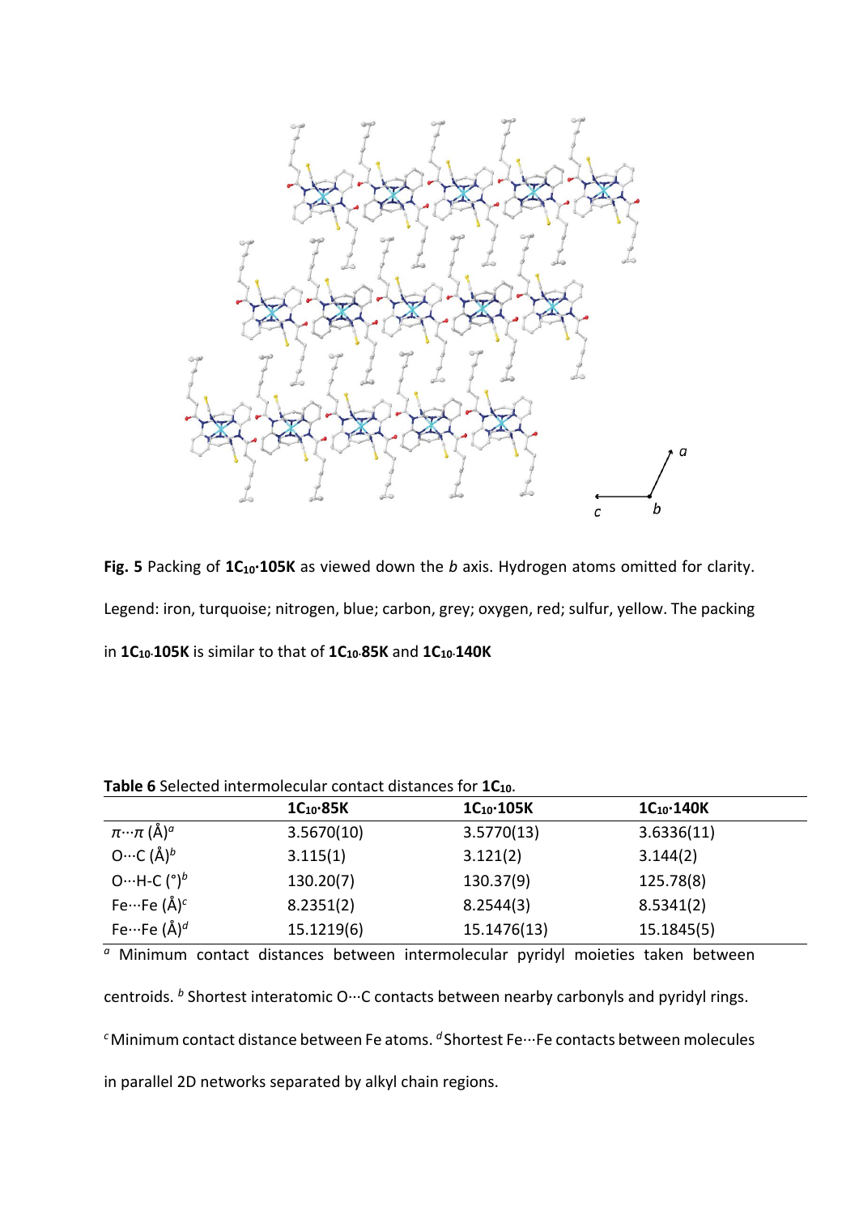**Fig. 5** Packing of **$1C_{10}$·105K** as viewed down the *b* axis. Hydrogen atoms omitted for clarity. Legend: iron, turquoise; nitrogen, blue; carbon, grey; oxygen, red; sulfur, yellow. The packing in **$1C_{10}$·105K** is similar to that of **$1C_{10}$·85K** and **$1C_{10}$·140K**

**Table 6** Selected intermolecular contact distances for **$1C_{10}$**.

| | **$1C_{10}$·85K** | **$1C_{10}$·105K** | **$1C_{10}$·140K** |
|---|---|---|---|
| $\pi \cdots \pi$ (Å)[a] | 3.5670(10) | 3.5770(13) | 3.6336(11) |
| O···C (Å)[b] | 3.115(1) | 3.121(2) | 3.144(2) |
| O···H-C (°)[b] | 130.20(7) | 130.37(9) | 125.78(8) |
| Fe···Fe (Å)[c] | 8.2351(2) | 8.2544(3) | 8.5341(2) |
| Fe···Fe (Å)[d] | 15.1219(6) | 15.1476(13) | 15.1845(5) |

[a] Minimum contact distances between intermolecular pyridyl moieties taken between centroids. [b] Shortest interatomic O···C contacts between nearby carbonyls and pyridyl rings. [c] Minimum contact distance between Fe atoms. [d] Shortest Fe···Fe contacts between molecules in parallel 2D networks separated by alkyl chain regions.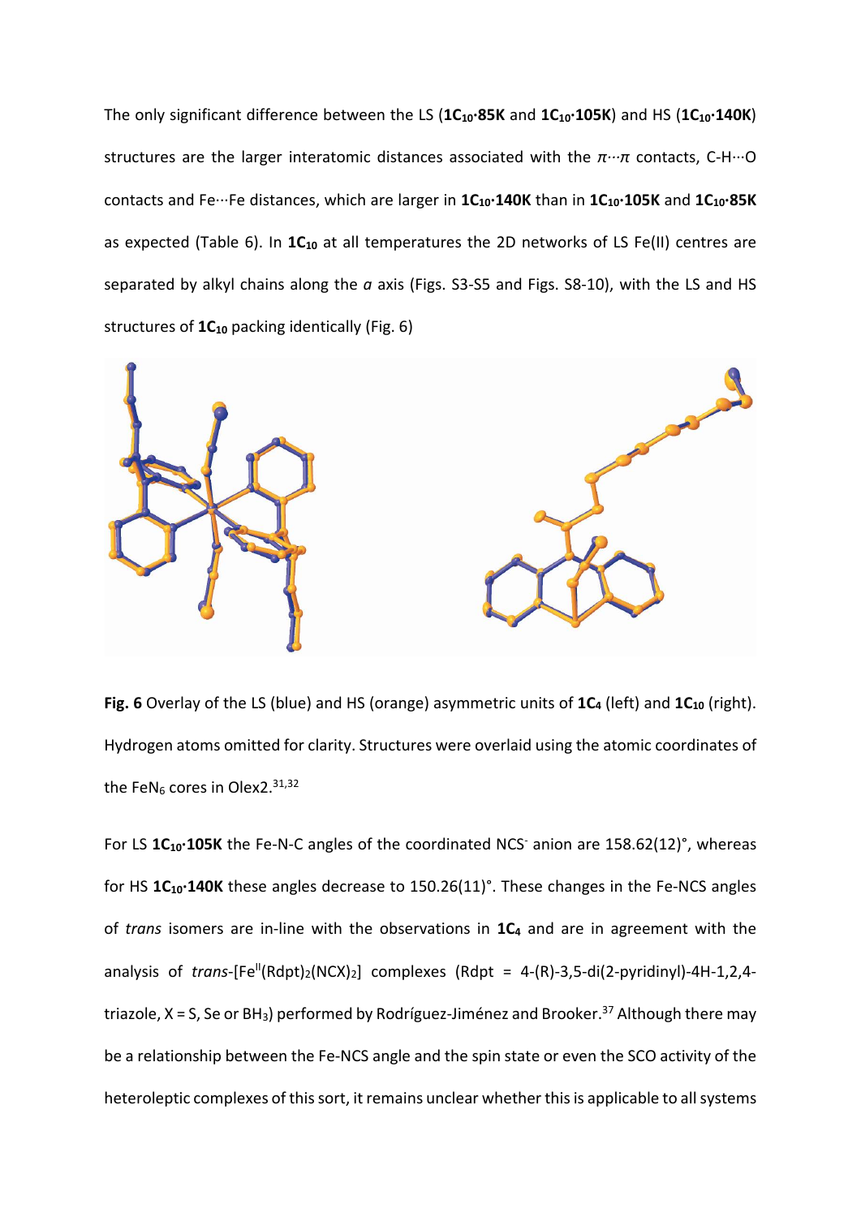The only significant difference between the LS (**1C$_{10}$·85K** and **1C$_{10}$·105K**) and HS (**1C$_{10}$·140K**) structures are the larger interatomic distances associated with the $\pi\cdots\pi$ contacts, C-H···O contacts and Fe···Fe distances, which are larger in **1C$_{10}$·140K** than in **1C$_{10}$·105K** and **1C$_{10}$·85K** as expected (Table 6). In **1C$_{10}$** at all temperatures the 2D networks of LS Fe(II) centres are separated by alkyl chains along the *a* axis (Figs. S3-S5 and Figs. S8-10), with the LS and HS structures of **1C$_{10}$** packing identically (Fig. 6)

**Fig. 6** Overlay of the LS (blue) and HS (orange) asymmetric units of **1C$_4$** (left) and **1C$_{10}$** (right). Hydrogen atoms omitted for clarity. Structures were overlaid using the atomic coordinates of the $FeN_6$ cores in Olex2.[31,32]

For LS **1C$_{10}$·105K** the Fe-N-C angles of the coordinated $NCS^-$ anion are 158.62(12)°, whereas for HS **1C$_{10}$·140K** these angles decrease to 150.26(11)°. These changes in the Fe-NCS angles of *trans* isomers are in-line with the observations in **1C$_4$** and are in agreement with the analysis of *trans*-[$Fe^{II}$(Rdpt)$_2$(NCX)$_2$] complexes (Rdpt = 4-(R)-3,5-di(2-pyridinyl)-4H-1,2,4-triazole, X = S, Se or $BH_3$) performed by Rodríguez-Jiménez and Brooker.[37] Although there may be a relationship between the Fe-NCS angle and the spin state or even the SCO activity of the heteroleptic complexes of this sort, it remains unclear whether this is applicable to all systems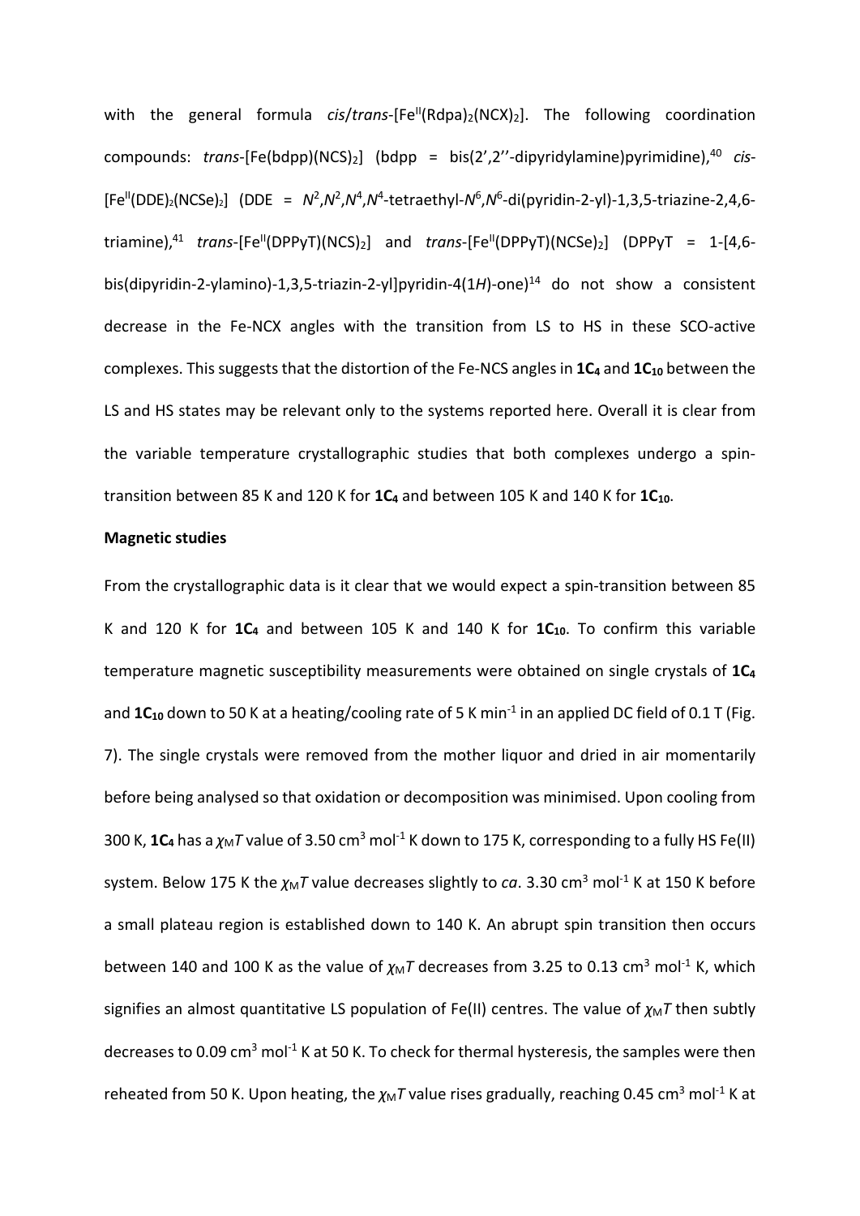with the general formula *cis*/*trans*-[$Fe^{II}$(Rdpa)$_2$(NCX)$_2$]. The following coordination compounds: *trans*-[Fe(bdpp)(NCS)$_2$] (bdpp = bis(2',2''-dipyridylamine)pyrimidine),[40] *cis*-[$Fe^{II}$(DDE)$_2$(NCSe)$_2$] (DDE = $N^2$,$N^2$,$N^4$,$N^4$-tetraethyl-$N^6$,$N^6$-di(pyridin-2-yl)-1,3,5-triazine-2,4,6-triamine),[41] *trans*-[$Fe^{II}$(DPPyT)(NCS)$_2$] and *trans*-[$Fe^{II}$(DPPyT)(NCSe)$_2$] (DPPyT = 1-[4,6-bis(dipyridin-2-ylamino)-1,3,5-triazin-2-yl]pyridin-4(1*H*)-one)[14] do not show a consistent decrease in the Fe-NCX angles with the transition from LS to HS in these SCO-active complexes. This suggests that the distortion of the Fe-NCS angles in **1C$_4$** and **1C$_{10}$** between the LS and HS states may be relevant only to the systems reported here. Overall it is clear from the variable temperature crystallographic studies that both complexes undergo a spin-transition between 85 K and 120 K for **1C$_4$** and between 105 K and 140 K for **1C$_{10}$**.

**Magnetic studies**

From the crystallographic data is it clear that we would expect a spin-transition between 85 K and 120 K for **1C$_4$** and between 105 K and 140 K for **1C$_{10}$**. To confirm this variable temperature magnetic susceptibility measurements were obtained on single crystals of **1C$_4$** and **1C$_{10}$** down to 50 K at a heating/cooling rate of 5 K $min^{-1}$ in an applied DC field of 0.1 T (Fig. 7). The single crystals were removed from the mother liquor and dried in air momentarily before being analysed so that oxidation or decomposition was minimised. Upon cooling from 300 K, **1C$_4$** has a $\chi_M T$ value of 3.50 $cm^3$ $mol^{-1}$ K down to 175 K, corresponding to a fully HS Fe(II) system. Below 175 K the $\chi_M T$ value decreases slightly to *ca*. 3.30 $cm^3$ $mol^{-1}$ K at 150 K before a small plateau region is established down to 140 K. An abrupt spin transition then occurs between 140 and 100 K as the value of $\chi_M T$ decreases from 3.25 to 0.13 $cm^3$ $mol^{-1}$ K, which signifies an almost quantitative LS population of Fe(II) centres. The value of $\chi_M T$ then subtly decreases to 0.09 $cm^3$ $mol^{-1}$ K at 50 K. To check for thermal hysteresis, the samples were then reheated from 50 K. Upon heating, the $\chi_M T$ value rises gradually, reaching 0.45 $cm^3$ $mol^{-1}$ K at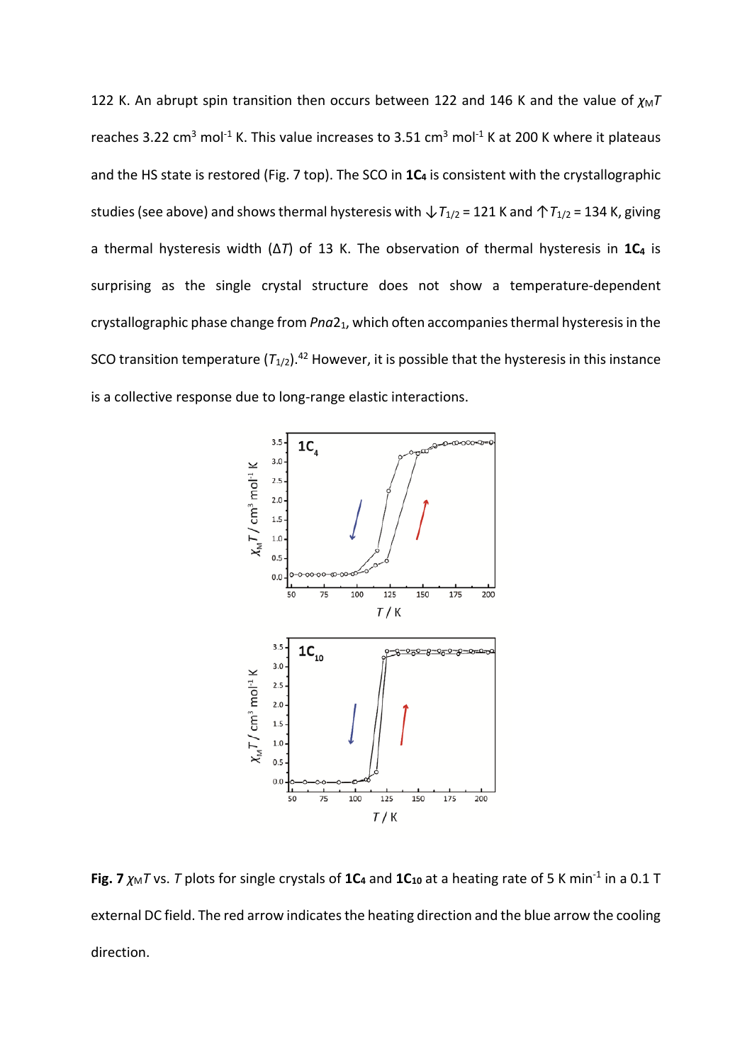122 K. An abrupt spin transition then occurs between 122 and 146 K and the value of $\chi_M T$ reaches 3.22 cm$^3$ mol$^{-1}$ K. This value increases to 3.51 cm$^3$ mol$^{-1}$ K at 200 K where it plateaus and the HS state is restored (Fig. 7 top). The SCO in **1C₄** is consistent with the crystallographic studies (see above) and shows thermal hysteresis with $\downarrow T_{1/2}$ = 121 K and $\uparrow T_{1/2}$ = 134 K, giving a thermal hysteresis width ($\Delta T$) of 13 K. The observation of thermal hysteresis in **1C₄** is surprising as the single crystal structure does not show a temperature-dependent crystallographic phase change from *Pna*2$_1$, which often accompanies thermal hysteresis in the SCO transition temperature ($T_{1/2}$).[42] However, it is possible that the hysteresis in this instance is a collective response due to long-range elastic interactions.

**Fig. 7** $\chi_M T$ vs. $T$ plots for single crystals of **1C₄** and **1C₁₀** at a heating rate of 5 K min$^{-1}$ in a 0.1 T external DC field. The red arrow indicates the heating direction and the blue arrow the cooling direction.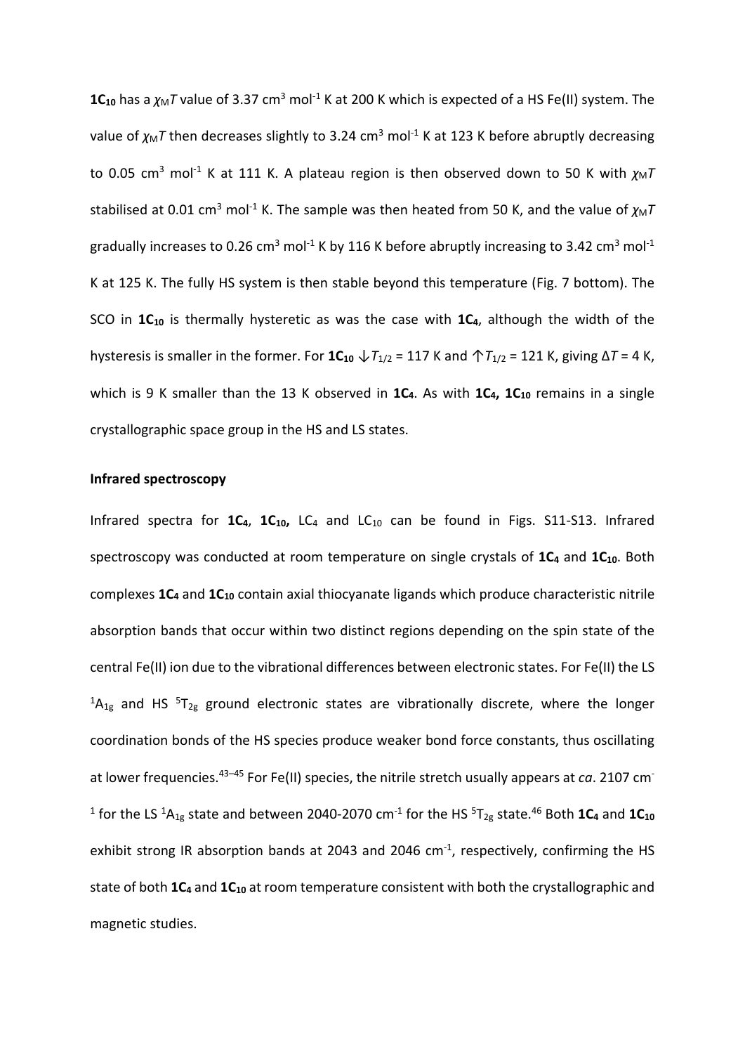**$1C_{10}$** has a $\chi_M T$ value of 3.37 cm$^3$ mol$^{-1}$ K at 200 K which is expected of a HS Fe(II) system. The value of $\chi_M T$ then decreases slightly to 3.24 cm$^3$ mol$^{-1}$ K at 123 K before abruptly decreasing to 0.05 cm$^3$ mol$^{-1}$ K at 111 K. A plateau region is then observed down to 50 K with $\chi_M T$ stabilised at 0.01 cm$^3$ mol$^{-1}$ K. The sample was then heated from 50 K, and the value of $\chi_M T$ gradually increases to 0.26 cm$^3$ mol$^{-1}$ K by 116 K before abruptly increasing to 3.42 cm$^3$ mol$^{-1}$ K at 125 K. The fully HS system is then stable beyond this temperature (Fig. 7 bottom). The SCO in **$1C_{10}$** is thermally hysteretic as was the case with **$1C_4$**, although the width of the hysteresis is smaller in the former. For **$1C_{10}$** $\downarrow T_{1/2}$ = 117 K and $\uparrow T_{1/2}$ = 121 K, giving $\Delta T$ = 4 K, which is 9 K smaller than the 13 K observed in **$1C_4$**. As with **$1C_4$, $1C_{10}$** remains in a single crystallographic space group in the HS and LS states.

**Infrared spectroscopy**

Infrared spectra for **$1C_4$**, **$1C_{10}$**, $LC_4$ and $LC_{10}$ can be found in Figs. S11-S13. Infrared spectroscopy was conducted at room temperature on single crystals of **$1C_4$** and **$1C_{10}$**. Both complexes **$1C_4$** and **$1C_{10}$** contain axial thiocyanate ligands which produce characteristic nitrile absorption bands that occur within two distinct regions depending on the spin state of the central Fe(II) ion due to the vibrational differences between electronic states. For Fe(II) the LS $^1A_{1g}$ and HS $^5T_{2g}$ ground electronic states are vibrationally discrete, where the longer coordination bonds of the HS species produce weaker bond force constants, thus oscillating at lower frequencies.[43–45] For Fe(II) species, the nitrile stretch usually appears at *ca*. 2107 cm$^{-1}$ for the LS $^1A_{1g}$ state and between 2040-2070 cm$^{-1}$ for the HS $^5T_{2g}$ state.[46] Both **$1C_4$** and **$1C_{10}$** exhibit strong IR absorption bands at 2043 and 2046 cm$^{-1}$, respectively, confirming the HS state of both **$1C_4$** and **$1C_{10}$** at room temperature consistent with both the crystallographic and magnetic studies.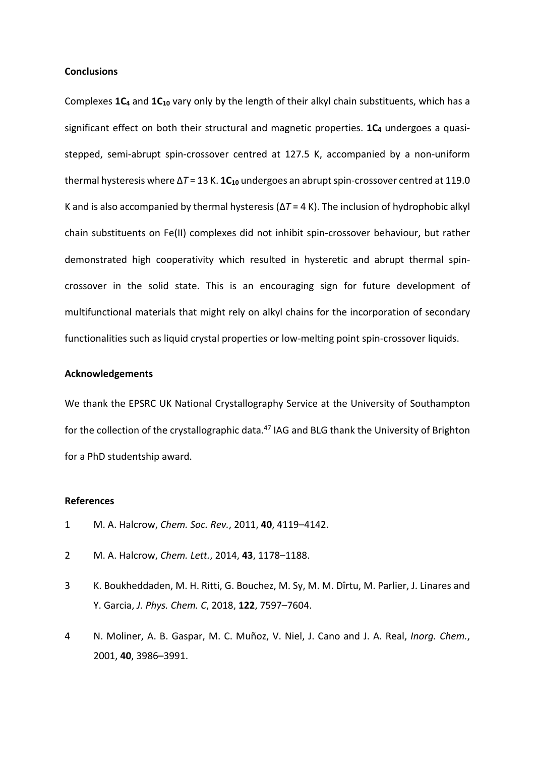## Conclusions

Complexes **$1C_4$** and **$1C_{10}$** vary only by the length of their alkyl chain substituents, which has a significant effect on both their structural and magnetic properties. **$1C_4$** undergoes a quasi-stepped, semi-abrupt spin-crossover centred at 127.5 K, accompanied by a non-uniform thermal hysteresis where $\Delta T$ = 13 K. **$1C_{10}$** undergoes an abrupt spin-crossover centred at 119.0 K and is also accompanied by thermal hysteresis ($\Delta T$ = 4 K). The inclusion of hydrophobic alkyl chain substituents on Fe(II) complexes did not inhibit spin-crossover behaviour, but rather demonstrated high cooperativity which resulted in hysteretic and abrupt thermal spin-crossover in the solid state. This is an encouraging sign for future development of multifunctional materials that might rely on alkyl chains for the incorporation of secondary functionalities such as liquid crystal properties or low-melting point spin-crossover liquids.

## Acknowledgements

We thank the EPSRC UK National Crystallography Service at the University of Southampton for the collection of the crystallographic data.[47] IAG and BLG thank the University of Brighton for a PhD studentship award.

## References

1. M. A. Halcrow, *Chem. Soc. Rev.*, 2011, **40**, 4119–4142.
2. M. A. Halcrow, *Chem. Lett.*, 2014, **43**, 1178–1188.
3. K. Boukheddaden, M. H. Ritti, G. Bouchez, M. Sy, M. M. Dîrtu, M. Parlier, J. Linares and Y. Garcia, *J. Phys. Chem. C*, 2018, **122**, 7597–7604.
4. N. Moliner, A. B. Gaspar, M. C. Muñoz, V. Niel, J. Cano and J. A. Real, *Inorg. Chem.*, 2001, **40**, 3986–3991.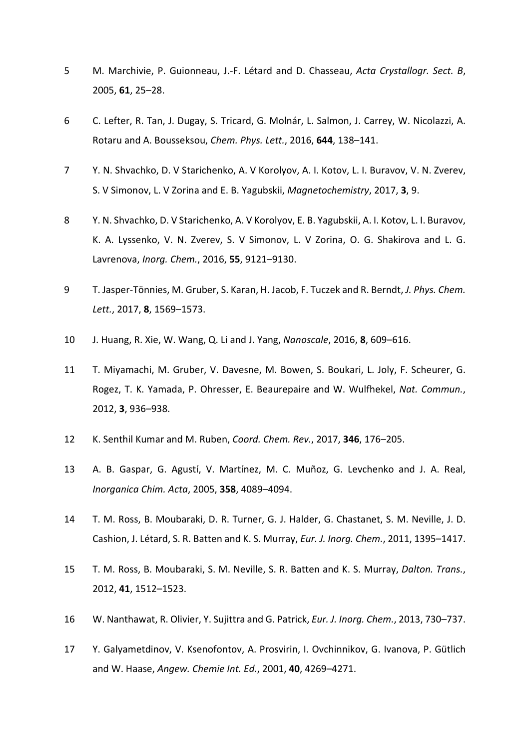5 M. Marchivie, P. Guionneau, J.-F. Létard and D. Chasseau, *Acta Crystallogr. Sect. B*, 2005, **61**, 25–28.

6 C. Lefter, R. Tan, J. Dugay, S. Tricard, G. Molnár, L. Salmon, J. Carrey, W. Nicolazzi, A. Rotaru and A. Bousseksou, *Chem. Phys. Lett.*, 2016, **644**, 138–141.

7 Y. N. Shvachko, D. V Starichenko, A. V Korolyov, A. I. Kotov, L. I. Buravov, V. N. Zverev, S. V Simonov, L. V Zorina and E. B. Yagubskii, *Magnetochemistry*, 2017, **3**, 9.

8 Y. N. Shvachko, D. V Starichenko, A. V Korolyov, E. B. Yagubskii, A. I. Kotov, L. I. Buravov, K. A. Lyssenko, V. N. Zverev, S. V Simonov, L. V Zorina, O. G. Shakirova and L. G. Lavrenova, *Inorg. Chem.*, 2016, **55**, 9121–9130.

9 T. Jasper-Tönnies, M. Gruber, S. Karan, H. Jacob, F. Tuczek and R. Berndt, *J. Phys. Chem. Lett.*, 2017, **8**, 1569–1573.

10 J. Huang, R. Xie, W. Wang, Q. Li and J. Yang, *Nanoscale*, 2016, **8**, 609–616.

11 T. Miyamachi, M. Gruber, V. Davesne, M. Bowen, S. Boukari, L. Joly, F. Scheurer, G. Rogez, T. K. Yamada, P. Ohresser, E. Beaurepaire and W. Wulfhekel, *Nat. Commun.*, 2012, **3**, 936–938.

12 K. Senthil Kumar and M. Ruben, *Coord. Chem. Rev.*, 2017, **346**, 176–205.

13 A. B. Gaspar, G. Agustí, V. Martínez, M. C. Muñoz, G. Levchenko and J. A. Real, *Inorganica Chim. Acta*, 2005, **358**, 4089–4094.

14 T. M. Ross, B. Moubaraki, D. R. Turner, G. J. Halder, G. Chastanet, S. M. Neville, J. D. Cashion, J. Létard, S. R. Batten and K. S. Murray, *Eur. J. Inorg. Chem.*, 2011, 1395–1417.

15 T. M. Ross, B. Moubaraki, S. M. Neville, S. R. Batten and K. S. Murray, *Dalton. Trans.*, 2012, **41**, 1512–1523.

16 W. Nanthawat, R. Olivier, Y. Sujittra and G. Patrick, *Eur. J. Inorg. Chem.*, 2013, 730–737.

17 Y. Galyametdinov, V. Ksenofontov, A. Prosvirin, I. Ovchinnikov, G. Ivanova, P. Gütlich and W. Haase, *Angew. Chemie Int. Ed.*, 2001, **40**, 4269–4271.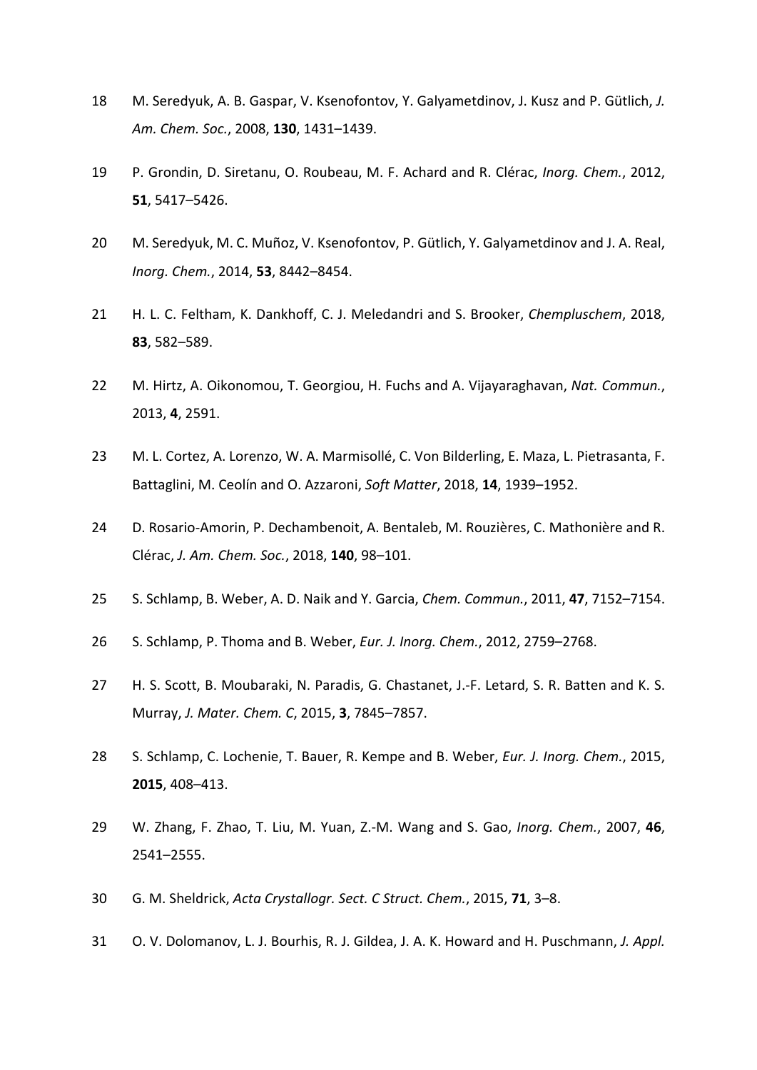18 M. Seredyuk, A. B. Gaspar, V. Ksenofontov, Y. Galyametdinov, J. Kusz and P. Gütlich, *J. Am. Chem. Soc.*, 2008, **130**, 1431–1439.

19 P. Grondin, D. Siretanu, O. Roubeau, M. F. Achard and R. Clérac, *Inorg. Chem.*, 2012, **51**, 5417–5426.

20 M. Seredyuk, M. C. Muñoz, V. Ksenofontov, P. Gütlich, Y. Galyametdinov and J. A. Real, *Inorg. Chem.*, 2014, **53**, 8442–8454.

21 H. L. C. Feltham, K. Dankhoff, C. J. Meledandri and S. Brooker, *Chempluschem*, 2018, **83**, 582–589.

22 M. Hirtz, A. Oikonomou, T. Georgiou, H. Fuchs and A. Vijayaraghavan, *Nat. Commun.*, 2013, **4**, 2591.

23 M. L. Cortez, A. Lorenzo, W. A. Marmisollé, C. Von Bilderling, E. Maza, L. Pietrasanta, F. Battaglini, M. Ceolín and O. Azzaroni, *Soft Matter*, 2018, **14**, 1939–1952.

24 D. Rosario-Amorin, P. Dechambenoit, A. Bentaleb, M. Rouzières, C. Mathonière and R. Clérac, *J. Am. Chem. Soc.*, 2018, **140**, 98–101.

25 S. Schlamp, B. Weber, A. D. Naik and Y. Garcia, *Chem. Commun.*, 2011, **47**, 7152–7154.

26 S. Schlamp, P. Thoma and B. Weber, *Eur. J. Inorg. Chem.*, 2012, 2759–2768.

27 H. S. Scott, B. Moubaraki, N. Paradis, G. Chastanet, J.-F. Letard, S. R. Batten and K. S. Murray, *J. Mater. Chem. C*, 2015, **3**, 7845–7857.

28 S. Schlamp, C. Lochenie, T. Bauer, R. Kempe and B. Weber, *Eur. J. Inorg. Chem.*, 2015, **2015**, 408–413.

29 W. Zhang, F. Zhao, T. Liu, M. Yuan, Z.-M. Wang and S. Gao, *Inorg. Chem.*, 2007, **46**, 2541–2555.

30 G. M. Sheldrick, *Acta Crystallogr. Sect. C Struct. Chem.*, 2015, **71**, 3–8.

31 O. V. Dolomanov, L. J. Bourhis, R. J. Gildea, J. A. K. Howard and H. Puschmann, *J. Appl.*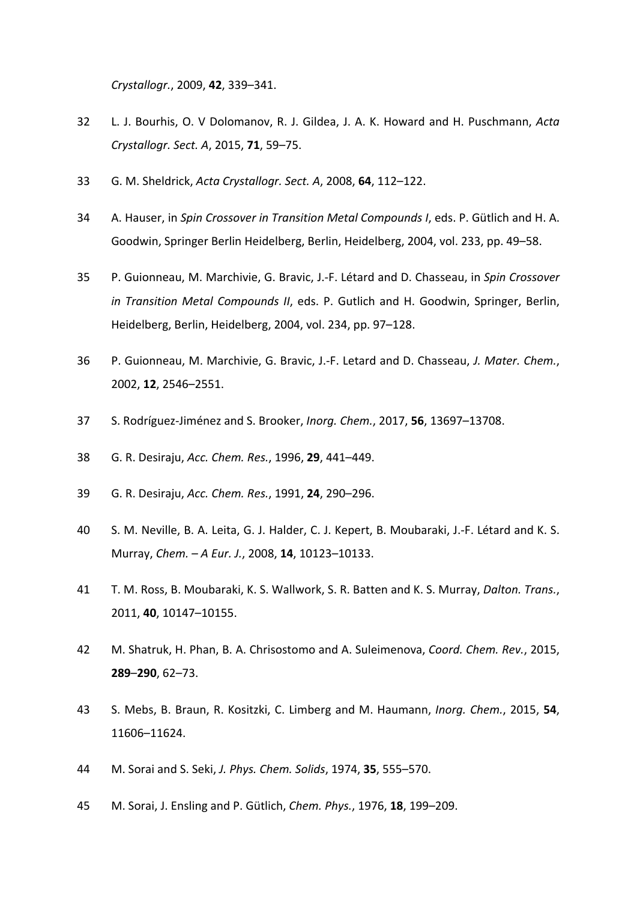*Crystallogr.*, 2009, **42**, 339–341.

32 L. J. Bourhis, O. V Dolomanov, R. J. Gildea, J. A. K. Howard and H. Puschmann, *Acta Crystallogr. Sect. A*, 2015, **71**, 59–75.

33 G. M. Sheldrick, *Acta Crystallogr. Sect. A*, 2008, **64**, 112–122.

34 A. Hauser, in *Spin Crossover in Transition Metal Compounds I*, eds. P. Gütlich and H. A. Goodwin, Springer Berlin Heidelberg, Berlin, Heidelberg, 2004, vol. 233, pp. 49–58.

35 P. Guionneau, M. Marchivie, G. Bravic, J.-F. Létard and D. Chasseau, in *Spin Crossover in Transition Metal Compounds II*, eds. P. Gutlich and H. Goodwin, Springer, Berlin, Heidelberg, Berlin, Heidelberg, 2004, vol. 234, pp. 97–128.

36 P. Guionneau, M. Marchivie, G. Bravic, J.-F. Letard and D. Chasseau, *J. Mater. Chem.*, 2002, **12**, 2546–2551.

37 S. Rodríguez-Jiménez and S. Brooker, *Inorg. Chem.*, 2017, **56**, 13697–13708.

38 G. R. Desiraju, *Acc. Chem. Res.*, 1996, **29**, 441–449.

39 G. R. Desiraju, *Acc. Chem. Res.*, 1991, **24**, 290–296.

40 S. M. Neville, B. A. Leita, G. J. Halder, C. J. Kepert, B. Moubaraki, J.-F. Létard and K. S. Murray, *Chem. – A Eur. J.*, 2008, **14**, 10123–10133.

41 T. M. Ross, B. Moubaraki, K. S. Wallwork, S. R. Batten and K. S. Murray, *Dalton. Trans.*, 2011, **40**, 10147–10155.

42 M. Shatruk, H. Phan, B. A. Chrisostomo and A. Suleimenova, *Coord. Chem. Rev.*, 2015, **289**–**290**, 62–73.

43 S. Mebs, B. Braun, R. Kositzki, C. Limberg and M. Haumann, *Inorg. Chem.*, 2015, **54**, 11606–11624.

44 M. Sorai and S. Seki, *J. Phys. Chem. Solids*, 1974, **35**, 555–570.

45 M. Sorai, J. Ensling and P. Gütlich, *Chem. Phys.*, 1976, **18**, 199–209.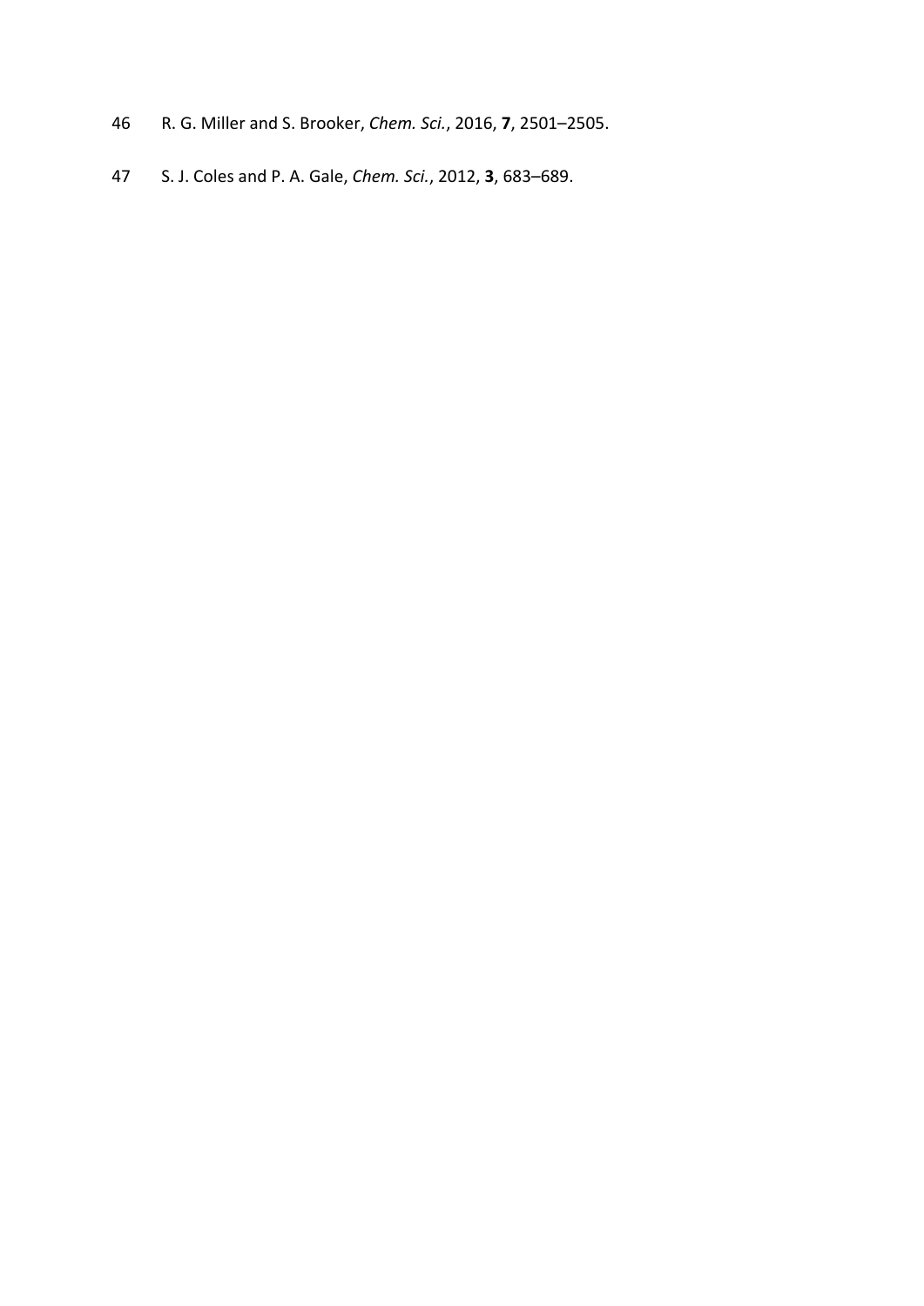46 R. G. Miller and S. Brooker, *Chem. Sci.*, 2016, **7**, 2501–2505.

47 S. J. Coles and P. A. Gale, *Chem. Sci.*, 2012, **3**, 683–689.